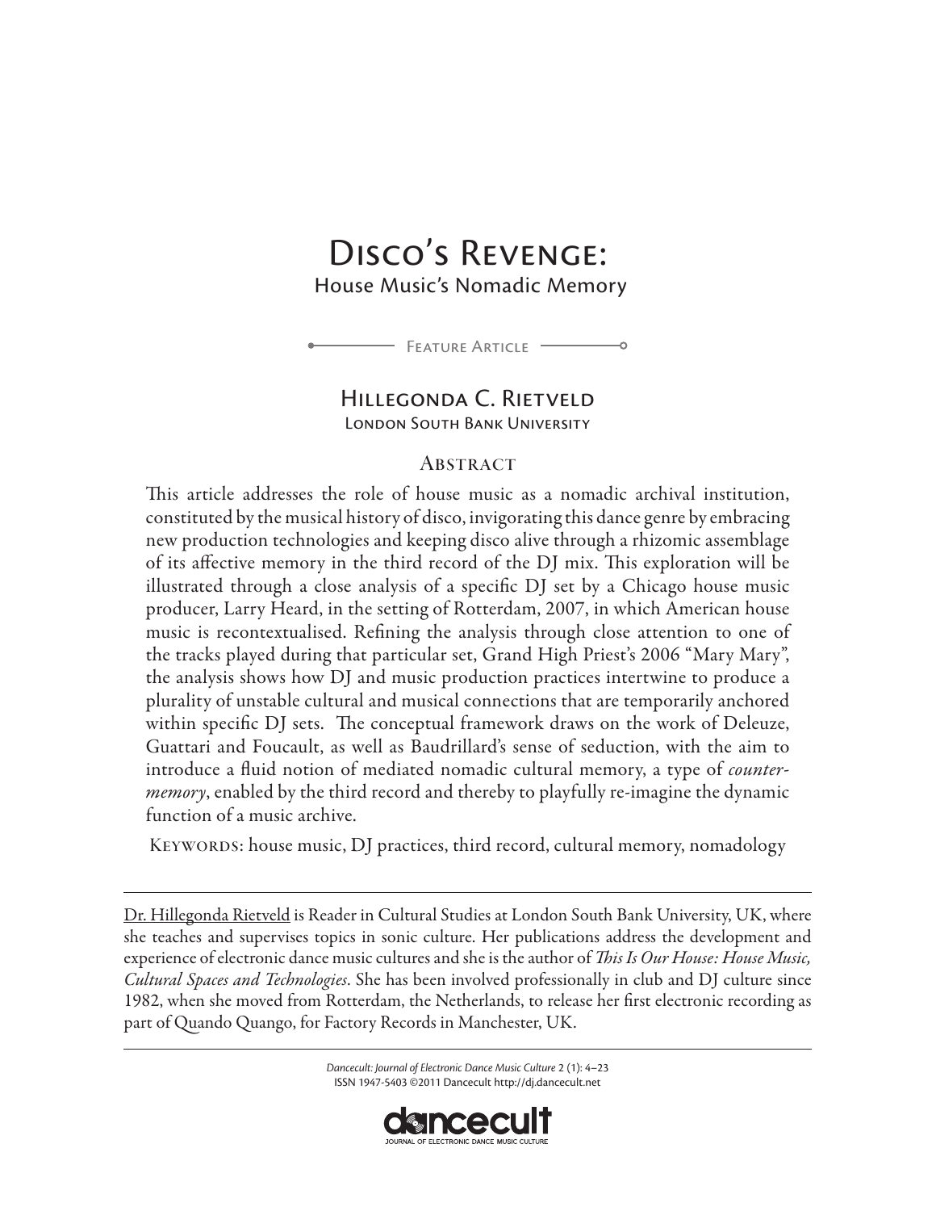# Disco's Revenge:

## House Music's Nomadic Memory

Feature Article

**Hillegonda C. Rietveld**

London South Bank University

### Abstract

This article addresses the role of house music as a nomadic archival institution, constituted by the musical history of disco, invigorating this dance genre by embracing new production technologies and keeping disco alive through a rhizomic assemblage of its affective memory in the third record of the DJ mix. This exploration will be illustrated through a close analysis of a specific DJ set by a Chicago house music producer, Larry Heard, in the setting of Rotterdam, 2007, in which American house music is recontextualised. Refining the analysis through close attention to one of the tracks played during that particular set, Grand High Priest's 2006 "Mary Mary", the analysis shows how DJ and music production practices intertwine to produce a plurality of unstable cultural and musical connections that are temporarily anchored within specific DJ sets. The conceptual framework draws on the work of Deleuze, Guattari and Foucault, as well as Baudrillard's sense of seduction, with the aim to introduce a fluid notion of mediated nomadic cultural memory, a type of *counter-memory*, enabled by the third record and thereby to playfully re-imagine the dynamic function of a music archive.

Keywords: house music, DJ practices, third record, cultural memory, nomadology

---

Dr. Hillegonda Rietveld is Reader in Cultural Studies at London South Bank University, UK, where she teaches and supervises topics in sonic culture. Her publications address the development and experience of electronic dance music cultures and she is the author of *This Is Our House: House Music, Cultural Spaces and Technologies*. She has been involved professionally in club and DJ culture since 1982, when she moved from Rotterdam, the Netherlands, to release her first electronic recording as part of Quando Quango, for Factory Records in Manchester, UK.

---

*Dancecult: Journal of Electronic Dance Music Culture* 2 (1): 4–23
ISSN 1947-5403 ©2011 Dancecult http://dj.dancecult.net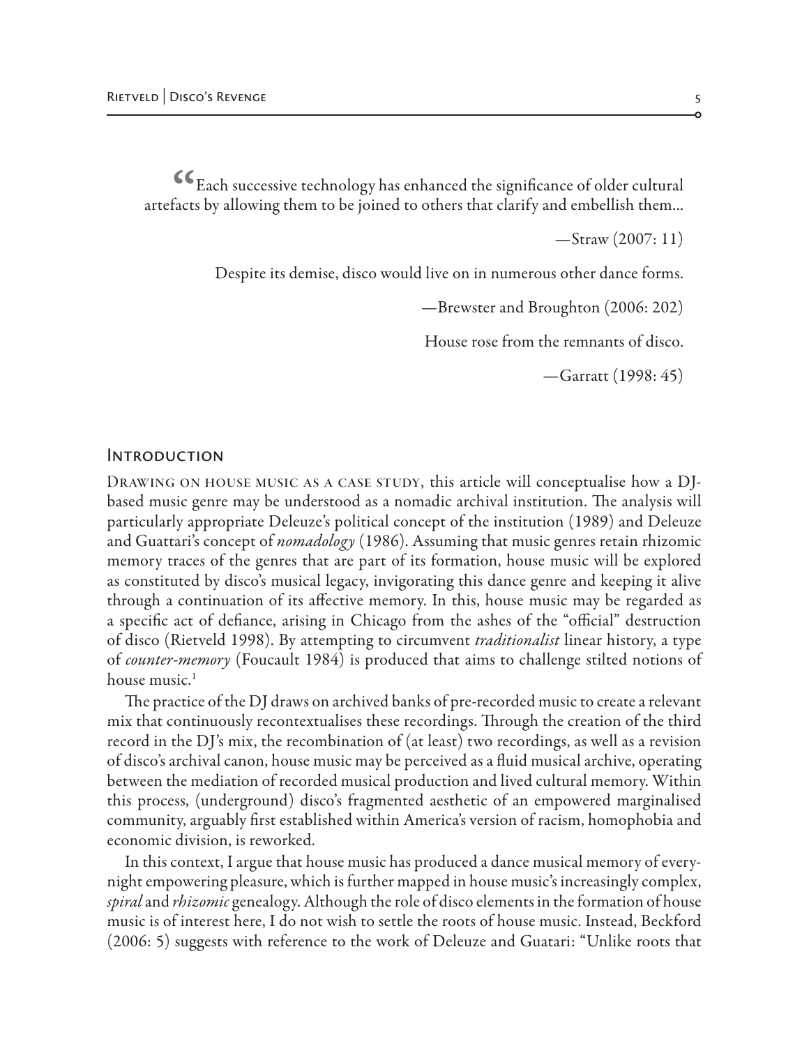> "Each successive technology has enhanced the significance of older cultural artefacts by allowing them to be joined to others that clarify and embellish them...
>
> —Straw (2007: 11)

> Despite its demise, disco would live on in numerous other dance forms.
>
> —Brewster and Broughton (2006: 202)

> House rose from the remnants of disco.
>
> —Garratt (1998: 45)

## Introduction

Drawing on house music as a case study, this article will conceptualise how a DJ-based music genre may be understood as a nomadic archival institution. The analysis will particularly appropriate Deleuze's political concept of the institution (1989) and Deleuze and Guattari's concept of *nomadology* (1986). Assuming that music genres retain rhizomic memory traces of the genres that are part of its formation, house music will be explored as constituted by disco's musical legacy, invigorating this dance genre and keeping it alive through a continuation of its affective memory. In this, house music may be regarded as a specific act of defiance, arising in Chicago from the ashes of the "official" destruction of disco (Rietveld 1998). By attempting to circumvent *traditionalist* linear history, a type of *counter-memory* (Foucault 1984) is produced that aims to challenge stilted notions of house music.[1]

The practice of the DJ draws on archived banks of pre-recorded music to create a relevant mix that continuously recontextualises these recordings. Through the creation of the third record in the DJ's mix, the recombination of (at least) two recordings, as well as a revision of disco's archival canon, house music may be perceived as a fluid musical archive, operating between the mediation of recorded musical production and lived cultural memory. Within this process, (underground) disco's fragmented aesthetic of an empowered marginalised community, arguably first established within America's version of racism, homophobia and economic division, is reworked.

In this context, I argue that house music has produced a dance musical memory of every-night empowering pleasure, which is further mapped in house music's increasingly complex, *spiral* and *rhizomic* genealogy. Although the role of disco elements in the formation of house music is of interest here, I do not wish to settle the roots of house music. Instead, Beckford (2006: 5) suggests with reference to the work of Deleuze and Guatari: "Unlike roots that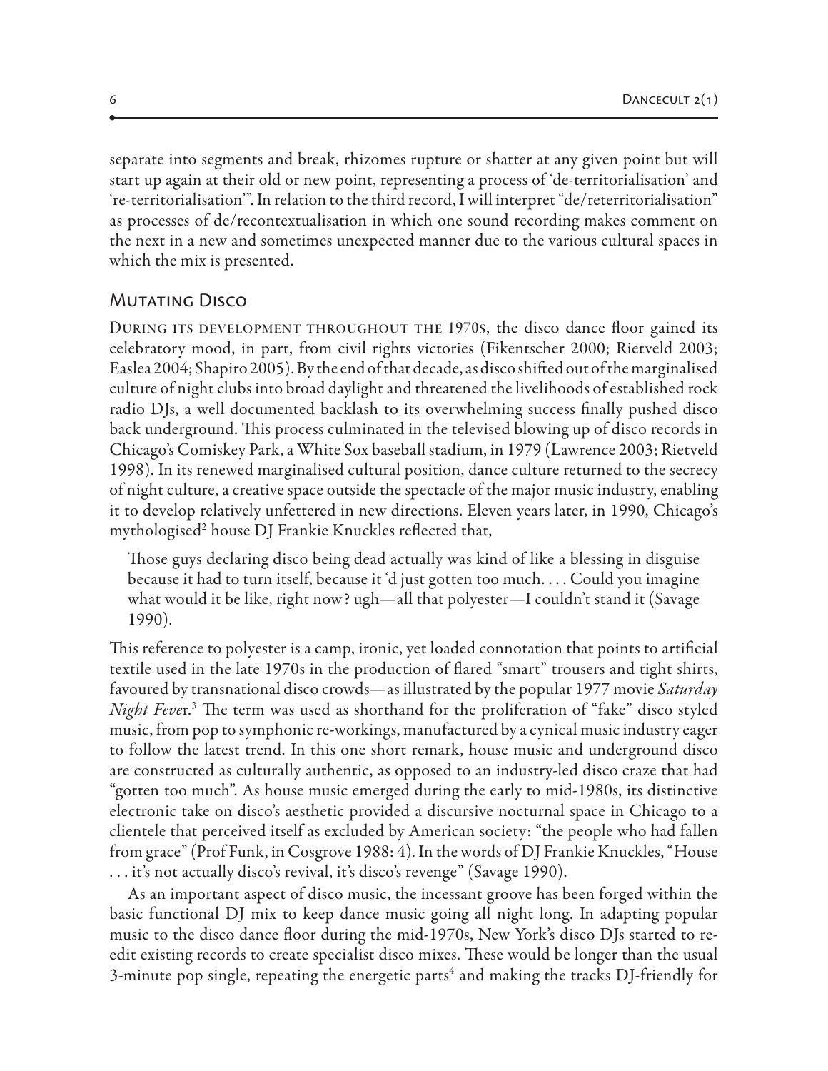separate into segments and break, rhizomes rupture or shatter at any given point but will start up again at their old or new point, representing a process of 'de-territorialisation' and 're-territorialisation'". In relation to the third record, I will interpret "de/reterritorialisation" as processes of de/recontextualisation in which one sound recording makes comment on the next in a new and sometimes unexpected manner due to the various cultural spaces in which the mix is presented.

## Mutating Disco

During its development throughout the 1970s, the disco dance floor gained its celebratory mood, in part, from civil rights victories (Fikentscher 2000; Rietveld 2003; Easlea 2004; Shapiro 2005). By the end of that decade, as disco shifted out of the marginalised culture of night clubs into broad daylight and threatened the livelihoods of established rock radio DJs, a well documented backlash to its overwhelming success finally pushed disco back underground. This process culminated in the televised blowing up of disco records in Chicago's Comiskey Park, a White Sox baseball stadium, in 1979 (Lawrence 2003; Rietveld 1998). In its renewed marginalised cultural position, dance culture returned to the secrecy of night culture, a creative space outside the spectacle of the major music industry, enabling it to develop relatively unfettered in new directions. Eleven years later, in 1990, Chicago's mythologised[2] house DJ Frankie Knuckles reflected that,

> Those guys declaring disco being dead actually was kind of like a blessing in disguise because it had to turn itself, because it 'd just gotten too much. . . . Could you imagine what would it be like, right now? ugh—all that polyester—I couldn't stand it (Savage 1990).

This reference to polyester is a camp, ironic, yet loaded connotation that points to artificial textile used in the late 1970s in the production of flared "smart" trousers and tight shirts, favoured by transnational disco crowds—as illustrated by the popular 1977 movie *Saturday Night Fever*.[3] The term was used as shorthand for the proliferation of "fake" disco styled music, from pop to symphonic re-workings, manufactured by a cynical music industry eager to follow the latest trend. In this one short remark, house music and underground disco are constructed as culturally authentic, as opposed to an industry-led disco craze that had "gotten too much". As house music emerged during the early to mid-1980s, its distinctive electronic take on disco's aesthetic provided a discursive nocturnal space in Chicago to a clientele that perceived itself as excluded by American society: "the people who had fallen from grace" (Prof Funk, in Cosgrove 1988: 4). In the words of DJ Frankie Knuckles, "House . . . it's not actually disco's revival, it's disco's revenge" (Savage 1990).

As an important aspect of disco music, the incessant groove has been forged within the basic functional DJ mix to keep dance music going all night long. In adapting popular music to the disco dance floor during the mid-1970s, New York's disco DJs started to re-edit existing records to create specialist disco mixes. These would be longer than the usual 3-minute pop single, repeating the energetic parts[4] and making the tracks DJ-friendly for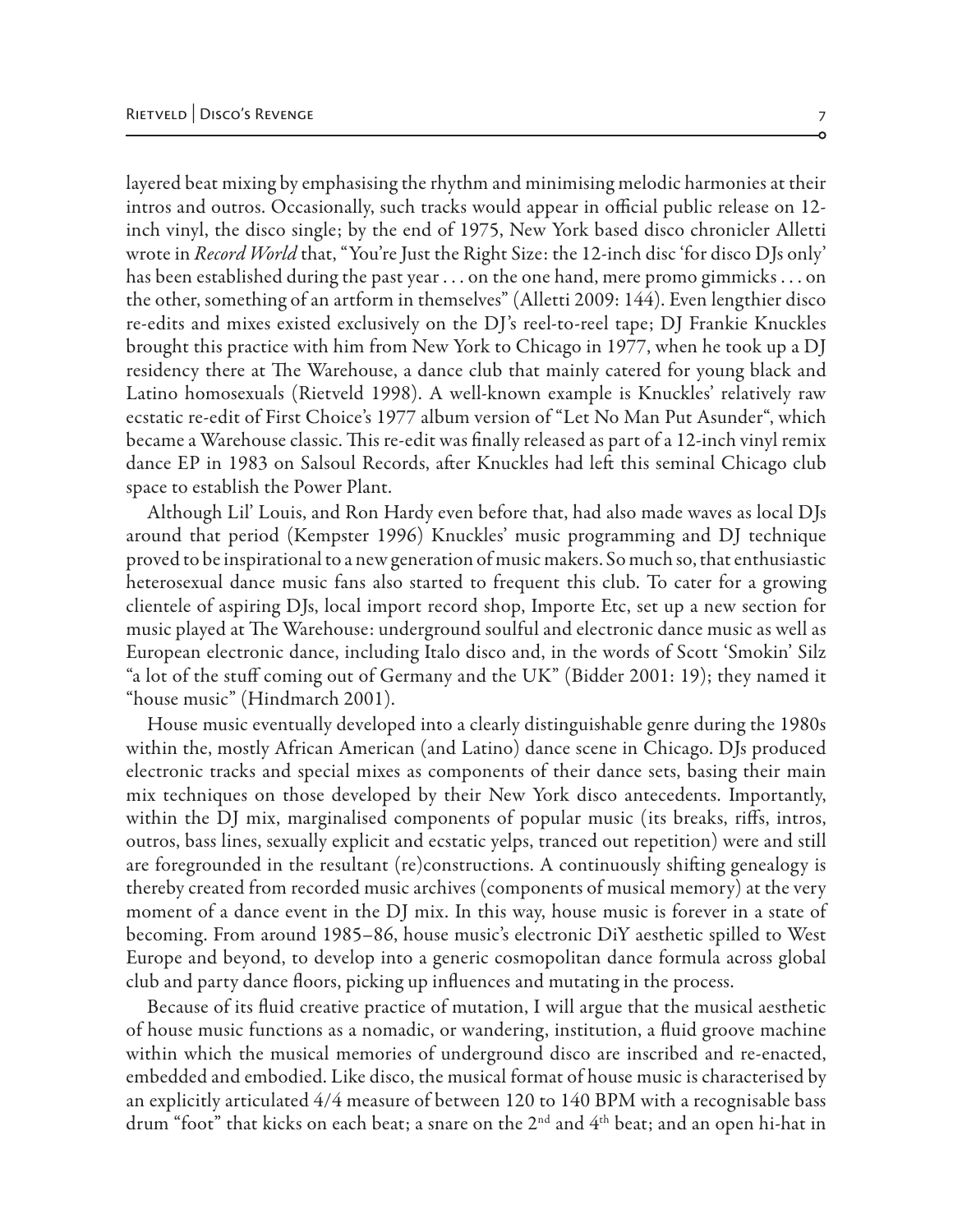layered beat mixing by emphasising the rhythm and minimising melodic harmonies at their intros and outros. Occasionally, such tracks would appear in official public release on 12-inch vinyl, the disco single; by the end of 1975, New York based disco chronicler Alletti wrote in *Record World* that, "You're Just the Right Size: the 12-inch disc 'for disco DJs only' has been established during the past year . . . on the one hand, mere promo gimmicks . . . on the other, something of an artform in themselves" (Alletti 2009: 144). Even lengthier disco re-edits and mixes existed exclusively on the DJ's reel-to-reel tape; DJ Frankie Knuckles brought this practice with him from New York to Chicago in 1977, when he took up a DJ residency there at The Warehouse, a dance club that mainly catered for young black and Latino homosexuals (Rietveld 1998). A well-known example is Knuckles' relatively raw ecstatic re-edit of First Choice's 1977 album version of "Let No Man Put Asunder", which became a Warehouse classic. This re-edit was finally released as part of a 12-inch vinyl remix dance EP in 1983 on Salsoul Records, after Knuckles had left this seminal Chicago club space to establish the Power Plant.

Although Lil' Louis, and Ron Hardy even before that, had also made waves as local DJs around that period (Kempster 1996) Knuckles' music programming and DJ technique proved to be inspirational to a new generation of music makers. So much so, that enthusiastic heterosexual dance music fans also started to frequent this club. To cater for a growing clientele of aspiring DJs, local import record shop, Importe Etc, set up a new section for music played at The Warehouse: underground soulful and electronic dance music as well as European electronic dance, including Italo disco and, in the words of Scott 'Smokin' Silz "a lot of the stuff coming out of Germany and the UK" (Bidder 2001: 19); they named it "house music" (Hindmarch 2001).

House music eventually developed into a clearly distinguishable genre during the 1980s within the, mostly African American (and Latino) dance scene in Chicago. DJs produced electronic tracks and special mixes as components of their dance sets, basing their main mix techniques on those developed by their New York disco antecedents. Importantly, within the DJ mix, marginalised components of popular music (its breaks, riffs, intros, outros, bass lines, sexually explicit and ecstatic yelps, tranced out repetition) were and still are foregrounded in the resultant (re)constructions. A continuously shifting genealogy is thereby created from recorded music archives (components of musical memory) at the very moment of a dance event in the DJ mix. In this way, house music is forever in a state of becoming. From around 1985–86, house music's electronic DiY aesthetic spilled to West Europe and beyond, to develop into a generic cosmopolitan dance formula across global club and party dance floors, picking up influences and mutating in the process.

Because of its fluid creative practice of mutation, I will argue that the musical aesthetic of house music functions as a nomadic, or wandering, institution, a fluid groove machine within which the musical memories of underground disco are inscribed and re-enacted, embedded and embodied. Like disco, the musical format of house music is characterised by an explicitly articulated 4/4 measure of between 120 to 140 BPM with a recognisable bass drum "foot" that kicks on each beat; a snare on the 2nd and 4th beat; and an open hi-hat in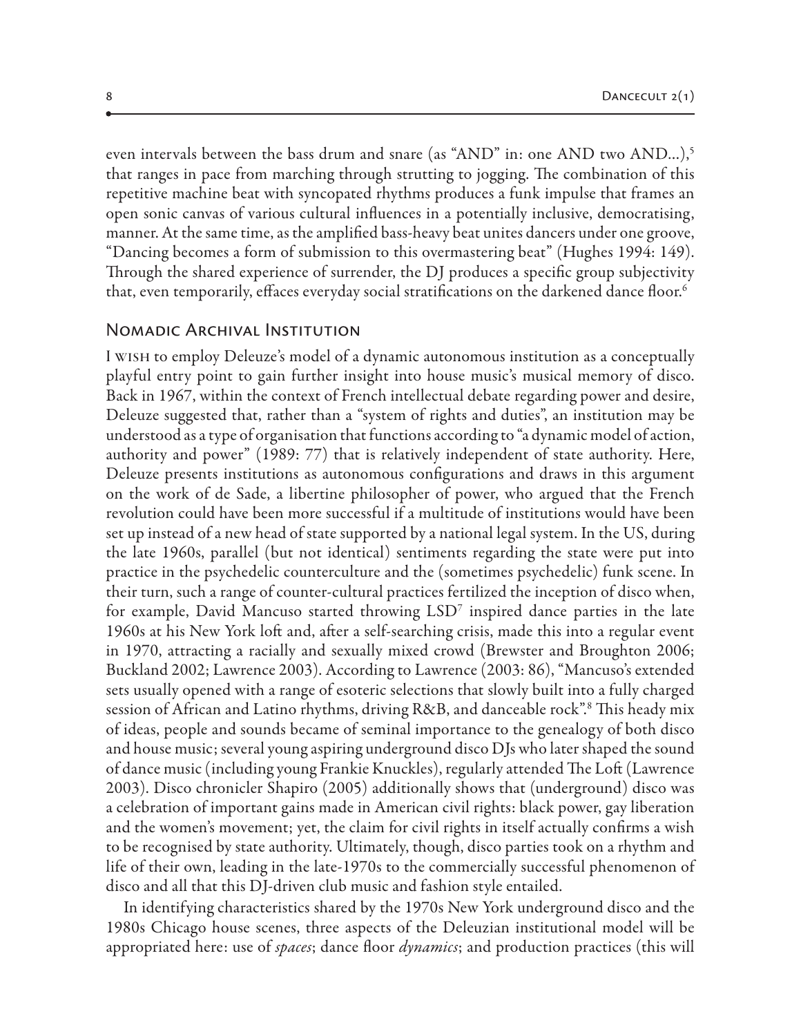even intervals between the bass drum and snare (as "AND" in: one AND two AND...),[5] that ranges in pace from marching through strutting to jogging. The combination of this repetitive machine beat with syncopated rhythms produces a funk impulse that frames an open sonic canvas of various cultural influences in a potentially inclusive, democratising, manner. At the same time, as the amplified bass-heavy beat unites dancers under one groove, "Dancing becomes a form of submission to this overmastering beat" (Hughes 1994: 149). Through the shared experience of surrender, the DJ produces a specific group subjectivity that, even temporarily, effaces everyday social stratifications on the darkened dance floor.[6]

## Nomadic Archival Institution

I wish to employ Deleuze's model of a dynamic autonomous institution as a conceptually playful entry point to gain further insight into house music's musical memory of disco. Back in 1967, within the context of French intellectual debate regarding power and desire, Deleuze suggested that, rather than a "system of rights and duties", an institution may be understood as a type of organisation that functions according to "a dynamic model of action, authority and power" (1989: 77) that is relatively independent of state authority. Here, Deleuze presents institutions as autonomous configurations and draws in this argument on the work of de Sade, a libertine philosopher of power, who argued that the French revolution could have been more successful if a multitude of institutions would have been set up instead of a new head of state supported by a national legal system. In the US, during the late 1960s, parallel (but not identical) sentiments regarding the state were put into practice in the psychedelic counterculture and the (sometimes psychedelic) funk scene. In their turn, such a range of counter-cultural practices fertilized the inception of disco when, for example, David Mancuso started throwing LSD[7] inspired dance parties in the late 1960s at his New York loft and, after a self-searching crisis, made this into a regular event in 1970, attracting a racially and sexually mixed crowd (Brewster and Broughton 2006; Buckland 2002; Lawrence 2003). According to Lawrence (2003: 86), "Mancuso's extended sets usually opened with a range of esoteric selections that slowly built into a fully charged session of African and Latino rhythms, driving R&B, and danceable rock".[8] This heady mix of ideas, people and sounds became of seminal importance to the genealogy of both disco and house music; several young aspiring underground disco DJs who later shaped the sound of dance music (including young Frankie Knuckles), regularly attended The Loft (Lawrence 2003). Disco chronicler Shapiro (2005) additionally shows that (underground) disco was a celebration of important gains made in American civil rights: black power, gay liberation and the women's movement; yet, the claim for civil rights in itself actually confirms a wish to be recognised by state authority. Ultimately, though, disco parties took on a rhythm and life of their own, leading in the late-1970s to the commercially successful phenomenon of disco and all that this DJ-driven club music and fashion style entailed.

In identifying characteristics shared by the 1970s New York underground disco and the 1980s Chicago house scenes, three aspects of the Deleuzian institutional model will be appropriated here: use of *spaces*; dance floor *dynamics*; and production practices (this will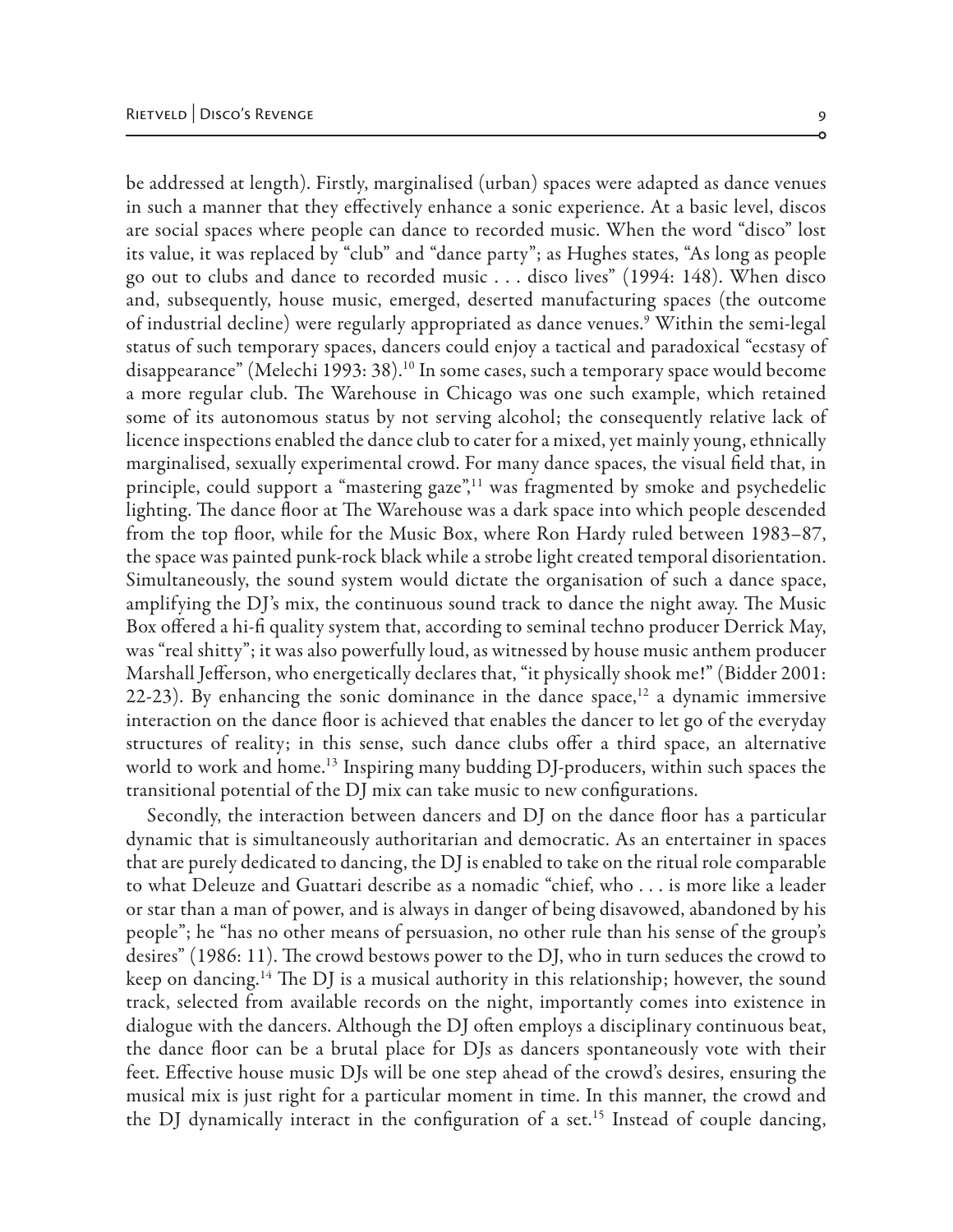be addressed at length). Firstly, marginalised (urban) spaces were adapted as dance venues in such a manner that they effectively enhance a sonic experience. At a basic level, discos are social spaces where people can dance to recorded music. When the word "disco" lost its value, it was replaced by "club" and "dance party"; as Hughes states, "As long as people go out to clubs and dance to recorded music . . . disco lives" (1994: 148). When disco and, subsequently, house music, emerged, deserted manufacturing spaces (the outcome of industrial decline) were regularly appropriated as dance venues.[9] Within the semi-legal status of such temporary spaces, dancers could enjoy a tactical and paradoxical "ecstasy of disappearance" (Melechi 1993: 38).[10] In some cases, such a temporary space would become a more regular club. The Warehouse in Chicago was one such example, which retained some of its autonomous status by not serving alcohol; the consequently relative lack of licence inspections enabled the dance club to cater for a mixed, yet mainly young, ethnically marginalised, sexually experimental crowd. For many dance spaces, the visual field that, in principle, could support a "mastering gaze",[11] was fragmented by smoke and psychedelic lighting. The dance floor at The Warehouse was a dark space into which people descended from the top floor, while for the Music Box, where Ron Hardy ruled between 1983–87, the space was painted punk-rock black while a strobe light created temporal disorientation. Simultaneously, the sound system would dictate the organisation of such a dance space, amplifying the DJ's mix, the continuous sound track to dance the night away. The Music Box offered a hi-fi quality system that, according to seminal techno producer Derrick May, was "real shitty"; it was also powerfully loud, as witnessed by house music anthem producer Marshall Jefferson, who energetically declares that, "it physically shook me!" (Bidder 2001: 22-23). By enhancing the sonic dominance in the dance space,[12] a dynamic immersive interaction on the dance floor is achieved that enables the dancer to let go of the everyday structures of reality; in this sense, such dance clubs offer a third space, an alternative world to work and home.[13] Inspiring many budding DJ-producers, within such spaces the transitional potential of the DJ mix can take music to new configurations.

Secondly, the interaction between dancers and DJ on the dance floor has a particular dynamic that is simultaneously authoritarian and democratic. As an entertainer in spaces that are purely dedicated to dancing, the DJ is enabled to take on the ritual role comparable to what Deleuze and Guattari describe as a nomadic "chief, who . . . is more like a leader or star than a man of power, and is always in danger of being disavowed, abandoned by his people"; he "has no other means of persuasion, no other rule than his sense of the group's desires" (1986: 11). The crowd bestows power to the DJ, who in turn seduces the crowd to keep on dancing.[14] The DJ is a musical authority in this relationship; however, the sound track, selected from available records on the night, importantly comes into existence in dialogue with the dancers. Although the DJ often employs a disciplinary continuous beat, the dance floor can be a brutal place for DJs as dancers spontaneously vote with their feet. Effective house music DJs will be one step ahead of the crowd's desires, ensuring the musical mix is just right for a particular moment in time. In this manner, the crowd and the DJ dynamically interact in the configuration of a set.[15] Instead of couple dancing,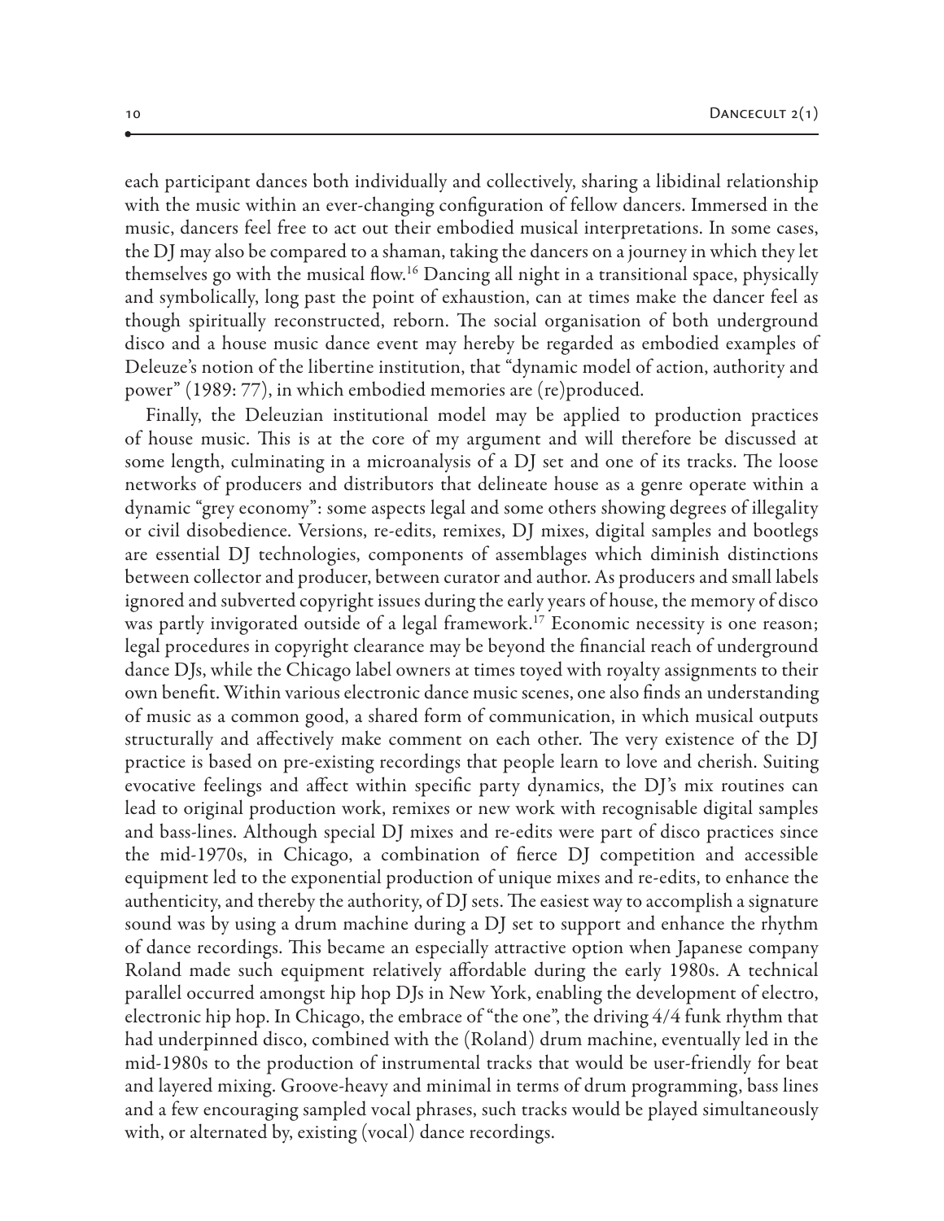each participant dances both individually and collectively, sharing a libidinal relationship with the music within an ever-changing configuration of fellow dancers. Immersed in the music, dancers feel free to act out their embodied musical interpretations. In some cases, the DJ may also be compared to a shaman, taking the dancers on a journey in which they let themselves go with the musical flow.[16] Dancing all night in a transitional space, physically and symbolically, long past the point of exhaustion, can at times make the dancer feel as though spiritually reconstructed, reborn. The social organisation of both underground disco and a house music dance event may hereby be regarded as embodied examples of Deleuze's notion of the libertine institution, that "dynamic model of action, authority and power" (1989: 77), in which embodied memories are (re)produced.

Finally, the Deleuzian institutional model may be applied to production practices of house music. This is at the core of my argument and will therefore be discussed at some length, culminating in a microanalysis of a DJ set and one of its tracks. The loose networks of producers and distributors that delineate house as a genre operate within a dynamic "grey economy": some aspects legal and some others showing degrees of illegality or civil disobedience. Versions, re-edits, remixes, DJ mixes, digital samples and bootlegs are essential DJ technologies, components of assemblages which diminish distinctions between collector and producer, between curator and author. As producers and small labels ignored and subverted copyright issues during the early years of house, the memory of disco was partly invigorated outside of a legal framework.[17] Economic necessity is one reason; legal procedures in copyright clearance may be beyond the financial reach of underground dance DJs, while the Chicago label owners at times toyed with royalty assignments to their own benefit. Within various electronic dance music scenes, one also finds an understanding of music as a common good, a shared form of communication, in which musical outputs structurally and affectively make comment on each other. The very existence of the DJ practice is based on pre-existing recordings that people learn to love and cherish. Suiting evocative feelings and affect within specific party dynamics, the DJ's mix routines can lead to original production work, remixes or new work with recognisable digital samples and bass-lines. Although special DJ mixes and re-edits were part of disco practices since the mid-1970s, in Chicago, a combination of fierce DJ competition and accessible equipment led to the exponential production of unique mixes and re-edits, to enhance the authenticity, and thereby the authority, of DJ sets. The easiest way to accomplish a signature sound was by using a drum machine during a DJ set to support and enhance the rhythm of dance recordings. This became an especially attractive option when Japanese company Roland made such equipment relatively affordable during the early 1980s. A technical parallel occurred amongst hip hop DJs in New York, enabling the development of electro, electronic hip hop. In Chicago, the embrace of "the one", the driving 4/4 funk rhythm that had underpinned disco, combined with the (Roland) drum machine, eventually led in the mid-1980s to the production of instrumental tracks that would be user-friendly for beat and layered mixing. Groove-heavy and minimal in terms of drum programming, bass lines and a few encouraging sampled vocal phrases, such tracks would be played simultaneously with, or alternated by, existing (vocal) dance recordings.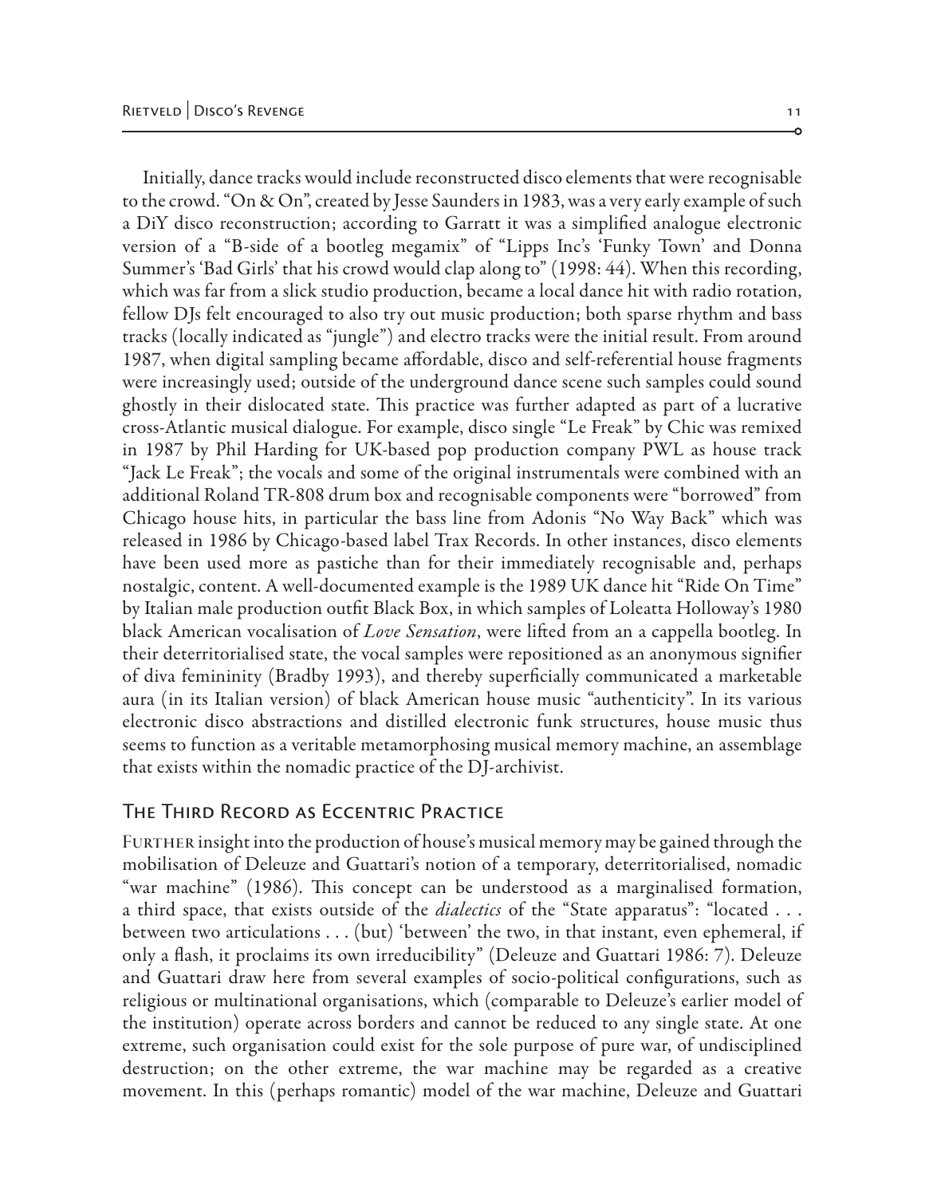Initially, dance tracks would include reconstructed disco elements that were recognisable to the crowd. "On & On", created by Jesse Saunders in 1983, was a very early example of such a DiY disco reconstruction; according to Garratt it was a simplified analogue electronic version of a "B-side of a bootleg megamix" of "Lipps Inc's 'Funky Town' and Donna Summer's 'Bad Girls' that his crowd would clap along to" (1998: 44). When this recording, which was far from a slick studio production, became a local dance hit with radio rotation, fellow DJs felt encouraged to also try out music production; both sparse rhythm and bass tracks (locally indicated as "jungle") and electro tracks were the initial result. From around 1987, when digital sampling became affordable, disco and self-referential house fragments were increasingly used; outside of the underground dance scene such samples could sound ghostly in their dislocated state. This practice was further adapted as part of a lucrative cross-Atlantic musical dialogue. For example, disco single "Le Freak" by Chic was remixed in 1987 by Phil Harding for UK-based pop production company PWL as house track "Jack Le Freak"; the vocals and some of the original instrumentals were combined with an additional Roland TR-808 drum box and recognisable components were "borrowed" from Chicago house hits, in particular the bass line from Adonis "No Way Back" which was released in 1986 by Chicago-based label Trax Records. In other instances, disco elements have been used more as pastiche than for their immediately recognisable and, perhaps nostalgic, content. A well-documented example is the 1989 UK dance hit "Ride On Time" by Italian male production outfit Black Box, in which samples of Loleatta Holloway's 1980 black American vocalisation of *Love Sensation*, were lifted from an a cappella bootleg. In their deterritorialised state, the vocal samples were repositioned as an anonymous signifier of diva femininity (Bradby 1993), and thereby superficially communicated a marketable aura (in its Italian version) of black American house music "authenticity". In its various electronic disco abstractions and distilled electronic funk structures, house music thus seems to function as a veritable metamorphosing musical memory machine, an assemblage that exists within the nomadic practice of the DJ-archivist.

## The Third Record as Eccentric Practice

Further insight into the production of house's musical memory may be gained through the mobilisation of Deleuze and Guattari's notion of a temporary, deterritorialised, nomadic "war machine" (1986). This concept can be understood as a marginalised formation, a third space, that exists outside of the *dialectics* of the "State apparatus": "located . . . between two articulations . . . (but) 'between' the two, in that instant, even ephemeral, if only a flash, it proclaims its own irreducibility" (Deleuze and Guattari 1986: 7). Deleuze and Guattari draw here from several examples of socio-political configurations, such as religious or multinational organisations, which (comparable to Deleuze's earlier model of the institution) operate across borders and cannot be reduced to any single state. At one extreme, such organisation could exist for the sole purpose of pure war, of undisciplined destruction; on the other extreme, the war machine may be regarded as a creative movement. In this (perhaps romantic) model of the war machine, Deleuze and Guattari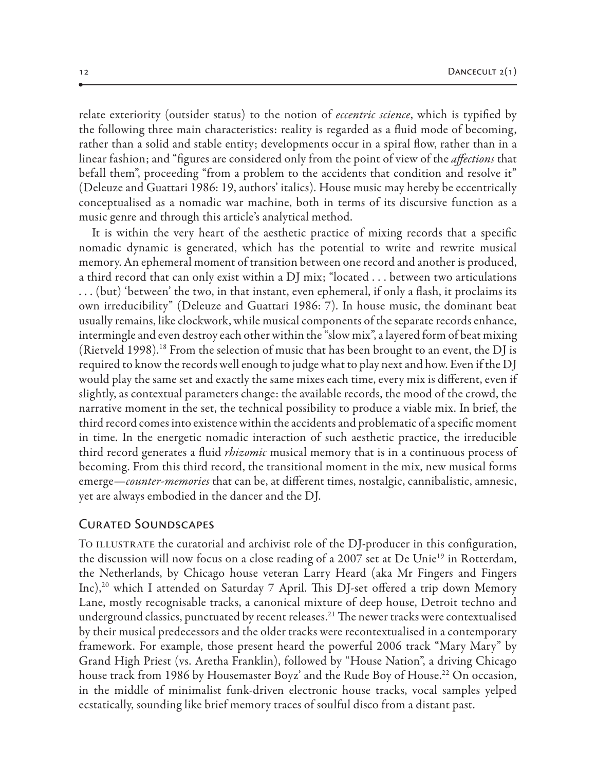relate exteriority (outsider status) to the notion of *eccentric science*, which is typified by the following three main characteristics: reality is regarded as a fluid mode of becoming, rather than a solid and stable entity; developments occur in a spiral flow, rather than in a linear fashion; and "figures are considered only from the point of view of the *affections* that befall them", proceeding "from a problem to the accidents that condition and resolve it" (Deleuze and Guattari 1986: 19, authors' italics). House music may hereby be eccentrically conceptualised as a nomadic war machine, both in terms of its discursive function as a music genre and through this article's analytical method.

It is within the very heart of the aesthetic practice of mixing records that a specific nomadic dynamic is generated, which has the potential to write and rewrite musical memory. An ephemeral moment of transition between one record and another is produced, a third record that can only exist within a DJ mix; "located . . . between two articulations . . . (but) 'between' the two, in that instant, even ephemeral, if only a flash, it proclaims its own irreducibility" (Deleuze and Guattari 1986: 7). In house music, the dominant beat usually remains, like clockwork, while musical components of the separate records enhance, intermingle and even destroy each other within the "slow mix", a layered form of beat mixing (Rietveld 1998).[18] From the selection of music that has been brought to an event, the DJ is required to know the records well enough to judge what to play next and how. Even if the DJ would play the same set and exactly the same mixes each time, every mix is different, even if slightly, as contextual parameters change: the available records, the mood of the crowd, the narrative moment in the set, the technical possibility to produce a viable mix. In brief, the third record comes into existence within the accidents and problematic of a specific moment in time. In the energetic nomadic interaction of such aesthetic practice, the irreducible third record generates a fluid *rhizomic* musical memory that is in a continuous process of becoming. From this third record, the transitional moment in the mix, new musical forms emerge—*counter-memories* that can be, at different times, nostalgic, cannibalistic, amnesic, yet are always embodied in the dancer and the DJ.

## Curated Soundscapes

To illustrate the curatorial and archivist role of the DJ-producer in this configuration, the discussion will now focus on a close reading of a 2007 set at De Unie[19] in Rotterdam, the Netherlands, by Chicago house veteran Larry Heard (aka Mr Fingers and Fingers Inc),[20] which I attended on Saturday 7 April. This DJ-set offered a trip down Memory Lane, mostly recognisable tracks, a canonical mixture of deep house, Detroit techno and underground classics, punctuated by recent releases.[21] The newer tracks were contextualised by their musical predecessors and the older tracks were recontextualised in a contemporary framework. For example, those present heard the powerful 2006 track "Mary Mary" by Grand High Priest (vs. Aretha Franklin), followed by "House Nation", a driving Chicago house track from 1986 by Housemaster Boyz' and the Rude Boy of House.[22] On occasion, in the middle of minimalist funk-driven electronic house tracks, vocal samples yelped ecstatically, sounding like brief memory traces of soulful disco from a distant past.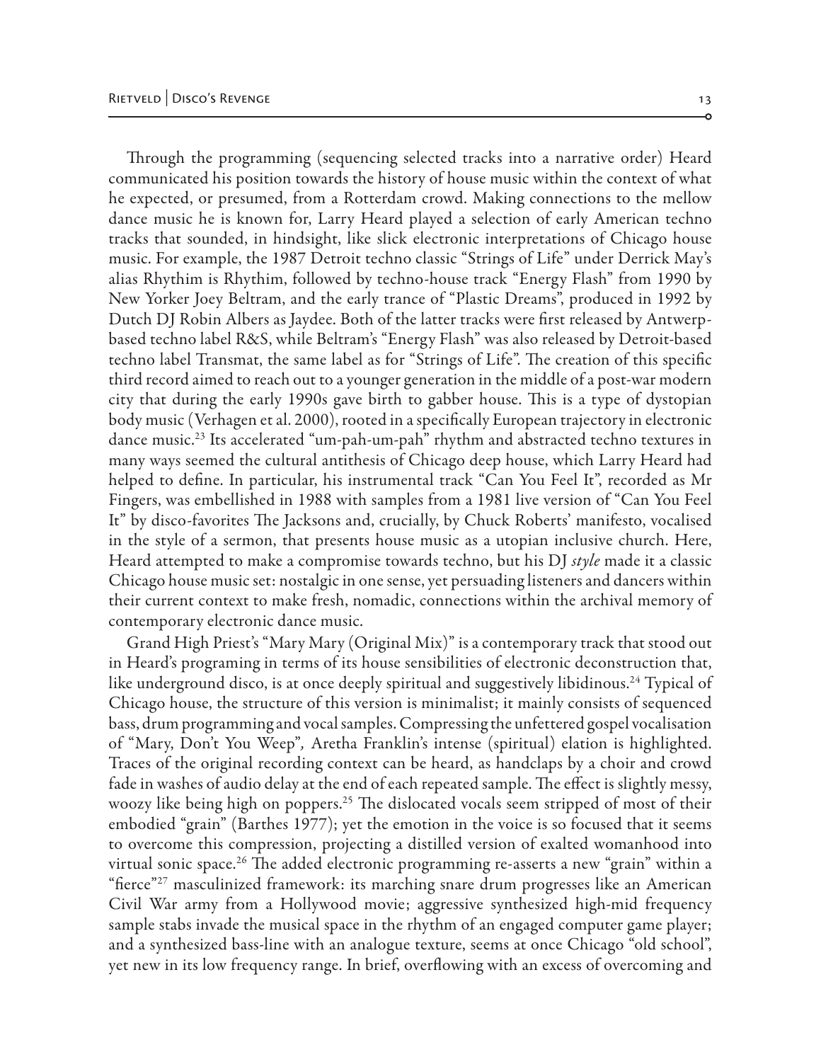Through the programming (sequencing selected tracks into a narrative order) Heard communicated his position towards the history of house music within the context of what he expected, or presumed, from a Rotterdam crowd. Making connections to the mellow dance music he is known for, Larry Heard played a selection of early American techno tracks that sounded, in hindsight, like slick electronic interpretations of Chicago house music. For example, the 1987 Detroit techno classic "Strings of Life" under Derrick May's alias Rhythim is Rhythim, followed by techno-house track "Energy Flash" from 1990 by New Yorker Joey Beltram, and the early trance of "Plastic Dreams", produced in 1992 by Dutch DJ Robin Albers as Jaydee. Both of the latter tracks were first released by Antwerp-based techno label R&S, while Beltram's "Energy Flash" was also released by Detroit-based techno label Transmat, the same label as for "Strings of Life". The creation of this specific third record aimed to reach out to a younger generation in the middle of a post-war modern city that during the early 1990s gave birth to gabber house. This is a type of dystopian body music (Verhagen et al. 2000), rooted in a specifically European trajectory in electronic dance music.[23] Its accelerated "um-pah-um-pah" rhythm and abstracted techno textures in many ways seemed the cultural antithesis of Chicago deep house, which Larry Heard had helped to define. In particular, his instrumental track "Can You Feel It", recorded as Mr Fingers, was embellished in 1988 with samples from a 1981 live version of "Can You Feel It" by disco-favorites The Jacksons and, crucially, by Chuck Roberts' manifesto, vocalised in the style of a sermon, that presents house music as a utopian inclusive church. Here, Heard attempted to make a compromise towards techno, but his DJ *style* made it a classic Chicago house music set: nostalgic in one sense, yet persuading listeners and dancers within their current context to make fresh, nomadic, connections within the archival memory of contemporary electronic dance music.

Grand High Priest's "Mary Mary (Original Mix)" is a contemporary track that stood out in Heard's programing in terms of its house sensibilities of electronic deconstruction that, like underground disco, is at once deeply spiritual and suggestively libidinous.[24] Typical of Chicago house, the structure of this version is minimalist; it mainly consists of sequenced bass, drum programming and vocal samples. Compressing the unfettered gospel vocalisation of "Mary, Don't You Weep"*,* Aretha Franklin's intense (spiritual) elation is highlighted. Traces of the original recording context can be heard, as handclaps by a choir and crowd fade in washes of audio delay at the end of each repeated sample. The effect is slightly messy, woozy like being high on poppers.[25] The dislocated vocals seem stripped of most of their embodied "grain" (Barthes 1977); yet the emotion in the voice is so focused that it seems to overcome this compression, projecting a distilled version of exalted womanhood into virtual sonic space.[26] The added electronic programming re-asserts a new "grain" within a "fierce"[27] masculinized framework: its marching snare drum progresses like an American Civil War army from a Hollywood movie; aggressive synthesized high-mid frequency sample stabs invade the musical space in the rhythm of an engaged computer game player; and a synthesized bass-line with an analogue texture, seems at once Chicago "old school", yet new in its low frequency range. In brief, overflowing with an excess of overcoming and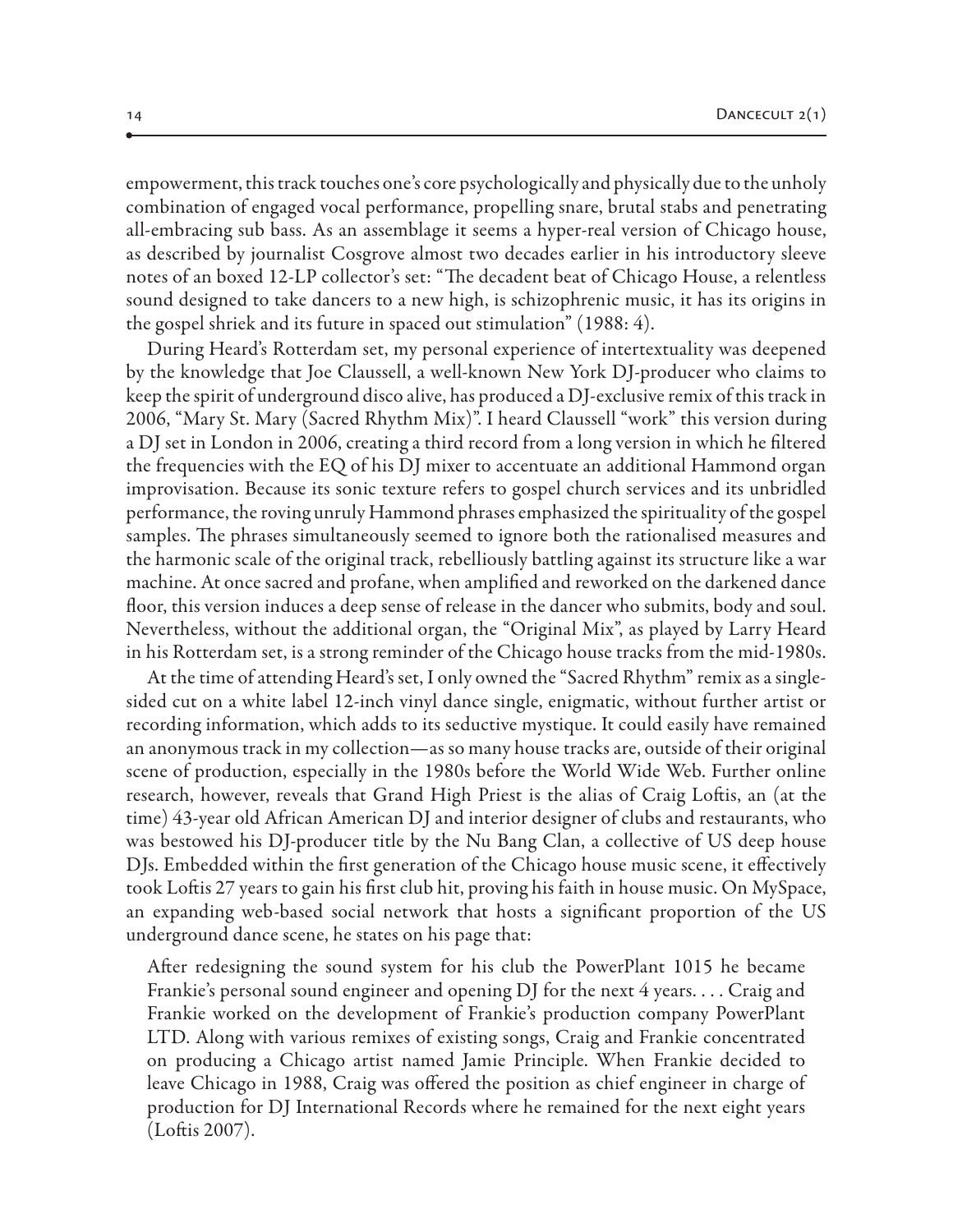empowerment, this track touches one's core psychologically and physically due to the unholy combination of engaged vocal performance, propelling snare, brutal stabs and penetrating all-embracing sub bass. As an assemblage it seems a hyper-real version of Chicago house, as described by journalist Cosgrove almost two decades earlier in his introductory sleeve notes of an boxed 12-LP collector's set: "The decadent beat of Chicago House, a relentless sound designed to take dancers to a new high, is schizophrenic music, it has its origins in the gospel shriek and its future in spaced out stimulation" (1988: 4).

During Heard's Rotterdam set, my personal experience of intertextuality was deepened by the knowledge that Joe Claussell, a well-known New York DJ-producer who claims to keep the spirit of underground disco alive, has produced a DJ-exclusive remix of this track in 2006, "Mary St. Mary (Sacred Rhythm Mix)". I heard Claussell "work" this version during a DJ set in London in 2006, creating a third record from a long version in which he filtered the frequencies with the EQ of his DJ mixer to accentuate an additional Hammond organ improvisation. Because its sonic texture refers to gospel church services and its unbridled performance, the roving unruly Hammond phrases emphasized the spirituality of the gospel samples. The phrases simultaneously seemed to ignore both the rationalised measures and the harmonic scale of the original track, rebelliously battling against its structure like a war machine. At once sacred and profane, when amplified and reworked on the darkened dance floor, this version induces a deep sense of release in the dancer who submits, body and soul. Nevertheless, without the additional organ, the "Original Mix", as played by Larry Heard in his Rotterdam set, is a strong reminder of the Chicago house tracks from the mid-1980s.

At the time of attending Heard's set, I only owned the "Sacred Rhythm" remix as a single-sided cut on a white label 12-inch vinyl dance single, enigmatic, without further artist or recording information, which adds to its seductive mystique. It could easily have remained an anonymous track in my collection—as so many house tracks are, outside of their original scene of production, especially in the 1980s before the World Wide Web. Further online research, however, reveals that Grand High Priest is the alias of Craig Loftis, an (at the time) 43-year old African American DJ and interior designer of clubs and restaurants, who was bestowed his DJ-producer title by the Nu Bang Clan, a collective of US deep house DJs. Embedded within the first generation of the Chicago house music scene, it effectively took Loftis 27 years to gain his first club hit, proving his faith in house music. On MySpace, an expanding web-based social network that hosts a significant proportion of the US underground dance scene, he states on his page that:

> After redesigning the sound system for his club the PowerPlant 1015 he became Frankie's personal sound engineer and opening DJ for the next 4 years. . . . Craig and Frankie worked on the development of Frankie's production company PowerPlant LTD. Along with various remixes of existing songs, Craig and Frankie concentrated on producing a Chicago artist named Jamie Principle. When Frankie decided to leave Chicago in 1988, Craig was offered the position as chief engineer in charge of production for DJ International Records where he remained for the next eight years (Loftis 2007).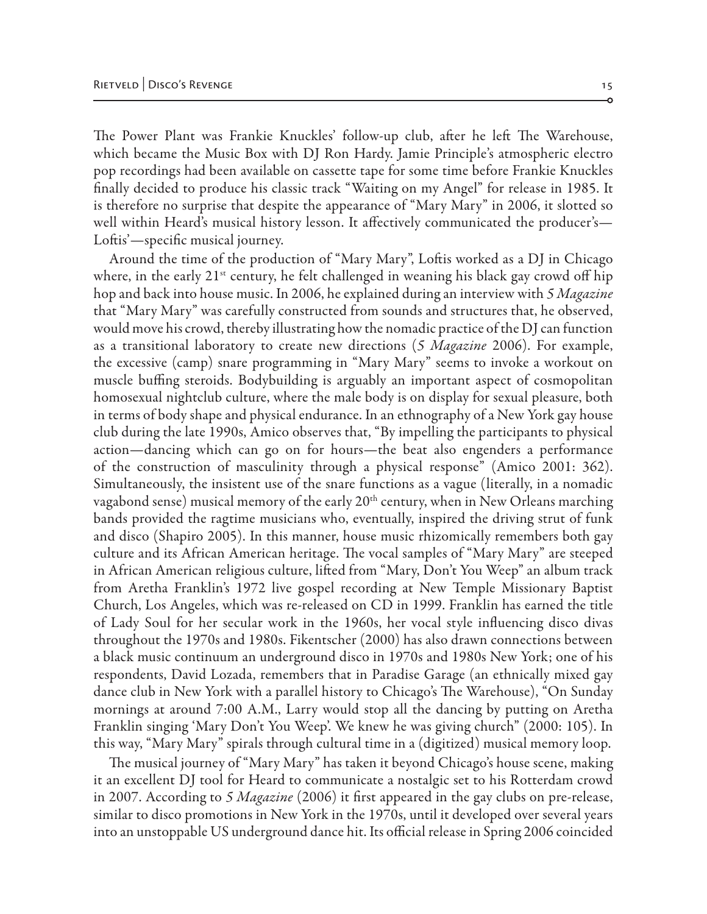The Power Plant was Frankie Knuckles' follow-up club, after he left The Warehouse, which became the Music Box with DJ Ron Hardy. Jamie Principle's atmospheric electro pop recordings had been available on cassette tape for some time before Frankie Knuckles finally decided to produce his classic track "Waiting on my Angel" for release in 1985. It is therefore no surprise that despite the appearance of "Mary Mary" in 2006, it slotted so well within Heard's musical history lesson. It affectively communicated the producer's—Loftis'—specific musical journey.

Around the time of the production of "Mary Mary", Loftis worked as a DJ in Chicago where, in the early 21st century, he felt challenged in weaning his black gay crowd off hip hop and back into house music. In 2006, he explained during an interview with *5 Magazine* that "Mary Mary" was carefully constructed from sounds and structures that, he observed, would move his crowd, thereby illustrating how the nomadic practice of the DJ can function as a transitional laboratory to create new directions (*5 Magazine* 2006). For example, the excessive (camp) snare programming in "Mary Mary" seems to invoke a workout on muscle buffing steroids. Bodybuilding is arguably an important aspect of cosmopolitan homosexual nightclub culture, where the male body is on display for sexual pleasure, both in terms of body shape and physical endurance. In an ethnography of a New York gay house club during the late 1990s, Amico observes that, "By impelling the participants to physical action—dancing which can go on for hours—the beat also engenders a performance of the construction of masculinity through a physical response" (Amico 2001: 362). Simultaneously, the insistent use of the snare functions as a vague (literally, in a nomadic vagabond sense) musical memory of the early 20th century, when in New Orleans marching bands provided the ragtime musicians who, eventually, inspired the driving strut of funk and disco (Shapiro 2005). In this manner, house music rhizomically remembers both gay culture and its African American heritage. The vocal samples of "Mary Mary" are steeped in African American religious culture, lifted from "Mary, Don't You Weep" an album track from Aretha Franklin's 1972 live gospel recording at New Temple Missionary Baptist Church, Los Angeles, which was re-released on CD in 1999. Franklin has earned the title of Lady Soul for her secular work in the 1960s, her vocal style influencing disco divas throughout the 1970s and 1980s. Fikentscher (2000) has also drawn connections between a black music continuum an underground disco in 1970s and 1980s New York; one of his respondents, David Lozada, remembers that in Paradise Garage (an ethnically mixed gay dance club in New York with a parallel history to Chicago's The Warehouse), "On Sunday mornings at around 7:00 A.M., Larry would stop all the dancing by putting on Aretha Franklin singing 'Mary Don't You Weep'. We knew he was giving church" (2000: 105). In this way, "Mary Mary" spirals through cultural time in a (digitized) musical memory loop.

The musical journey of "Mary Mary" has taken it beyond Chicago's house scene, making it an excellent DJ tool for Heard to communicate a nostalgic set to his Rotterdam crowd in 2007. According to *5 Magazine* (2006) it first appeared in the gay clubs on pre-release, similar to disco promotions in New York in the 1970s, until it developed over several years into an unstoppable US underground dance hit. Its official release in Spring 2006 coincided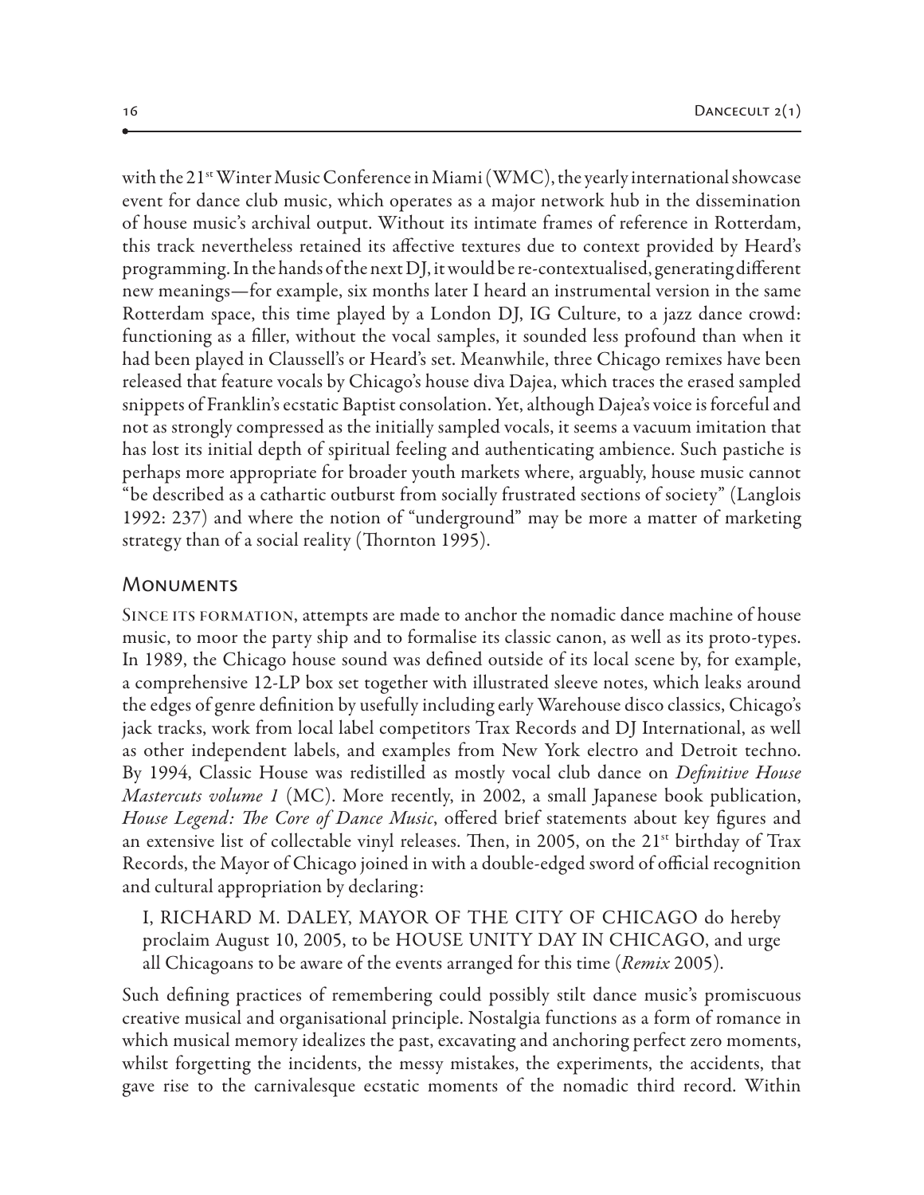with the 21st Winter Music Conference in Miami (WMC), the yearly international showcase event for dance club music, which operates as a major network hub in the dissemination of house music's archival output. Without its intimate frames of reference in Rotterdam, this track nevertheless retained its affective textures due to context provided by Heard's programming. In the hands of the next DJ, it would be re-contextualised, generating different new meanings—for example, six months later I heard an instrumental version in the same Rotterdam space, this time played by a London DJ, IG Culture, to a jazz dance crowd: functioning as a filler, without the vocal samples, it sounded less profound than when it had been played in Claussell's or Heard's set. Meanwhile, three Chicago remixes have been released that feature vocals by Chicago's house diva Dajea, which traces the erased sampled snippets of Franklin's ecstatic Baptist consolation. Yet, although Dajea's voice is forceful and not as strongly compressed as the initially sampled vocals, it seems a vacuum imitation that has lost its initial depth of spiritual feeling and authenticating ambience. Such pastiche is perhaps more appropriate for broader youth markets where, arguably, house music cannot "be described as a cathartic outburst from socially frustrated sections of society" (Langlois 1992: 237) and where the notion of "underground" may be more a matter of marketing strategy than of a social reality (Thornton 1995).

## Monuments

Since its formation, attempts are made to anchor the nomadic dance machine of house music, to moor the party ship and to formalise its classic canon, as well as its proto-types. In 1989, the Chicago house sound was defined outside of its local scene by, for example, a comprehensive 12-LP box set together with illustrated sleeve notes, which leaks around the edges of genre definition by usefully including early Warehouse disco classics, Chicago's jack tracks, work from local label competitors Trax Records and DJ International, as well as other independent labels, and examples from New York electro and Detroit techno. By 1994, Classic House was redistilled as mostly vocal club dance on *Definitive House Mastercuts volume 1* (MC). More recently, in 2002, a small Japanese book publication, *House Legend: The Core of Dance Music*, offered brief statements about key figures and an extensive list of collectable vinyl releases. Then, in 2005, on the 21st birthday of Trax Records, the Mayor of Chicago joined in with a double-edged sword of official recognition and cultural appropriation by declaring:

> I, RICHARD M. DALEY, MAYOR OF THE CITY OF CHICAGO do hereby proclaim August 10, 2005, to be HOUSE UNITY DAY IN CHICAGO, and urge all Chicagoans to be aware of the events arranged for this time (*Remix* 2005).

Such defining practices of remembering could possibly stilt dance music's promiscuous creative musical and organisational principle. Nostalgia functions as a form of romance in which musical memory idealizes the past, excavating and anchoring perfect zero moments, whilst forgetting the incidents, the messy mistakes, the experiments, the accidents, that gave rise to the carnivalesque ecstatic moments of the nomadic third record. Within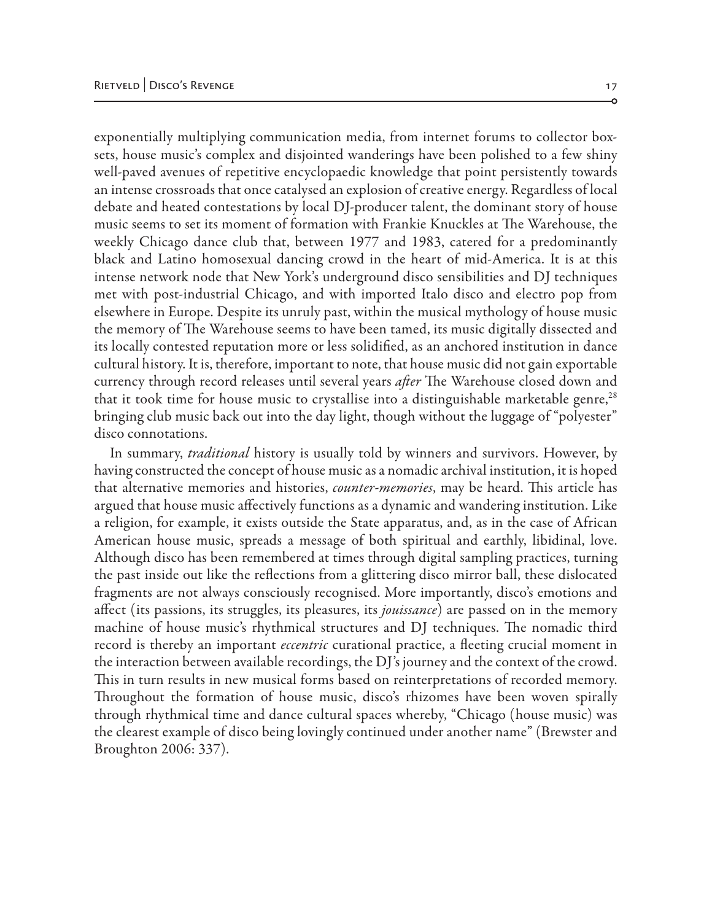exponentially multiplying communication media, from internet forums to collector box-sets, house music's complex and disjointed wanderings have been polished to a few shiny well-paved avenues of repetitive encyclopaedic knowledge that point persistently towards an intense crossroads that once catalysed an explosion of creative energy. Regardless of local debate and heated contestations by local DJ-producer talent, the dominant story of house music seems to set its moment of formation with Frankie Knuckles at The Warehouse, the weekly Chicago dance club that, between 1977 and 1983, catered for a predominantly black and Latino homosexual dancing crowd in the heart of mid-America. It is at this intense network node that New York's underground disco sensibilities and DJ techniques met with post-industrial Chicago, and with imported Italo disco and electro pop from elsewhere in Europe. Despite its unruly past, within the musical mythology of house music the memory of The Warehouse seems to have been tamed, its music digitally dissected and its locally contested reputation more or less solidified, as an anchored institution in dance cultural history. It is, therefore, important to note, that house music did not gain exportable currency through record releases until several years *after* The Warehouse closed down and that it took time for house music to crystallise into a distinguishable marketable genre,[28] bringing club music back out into the day light, though without the luggage of "polyester" disco connotations.

In summary, *traditional* history is usually told by winners and survivors. However, by having constructed the concept of house music as a nomadic archival institution, it is hoped that alternative memories and histories, *counter-memories*, may be heard. This article has argued that house music affectively functions as a dynamic and wandering institution. Like a religion, for example, it exists outside the State apparatus, and, as in the case of African American house music, spreads a message of both spiritual and earthly, libidinal, love. Although disco has been remembered at times through digital sampling practices, turning the past inside out like the reflections from a glittering disco mirror ball, these dislocated fragments are not always consciously recognised. More importantly, disco's emotions and affect (its passions, its struggles, its pleasures, its *jouissance*) are passed on in the memory machine of house music's rhythmical structures and DJ techniques. The nomadic third record is thereby an important *eccentric* curational practice, a fleeting crucial moment in the interaction between available recordings, the DJ's journey and the context of the crowd. This in turn results in new musical forms based on reinterpretations of recorded memory. Throughout the formation of house music, disco's rhizomes have been woven spirally through rhythmical time and dance cultural spaces whereby, "Chicago (house music) was the clearest example of disco being lovingly continued under another name" (Brewster and Broughton 2006: 337).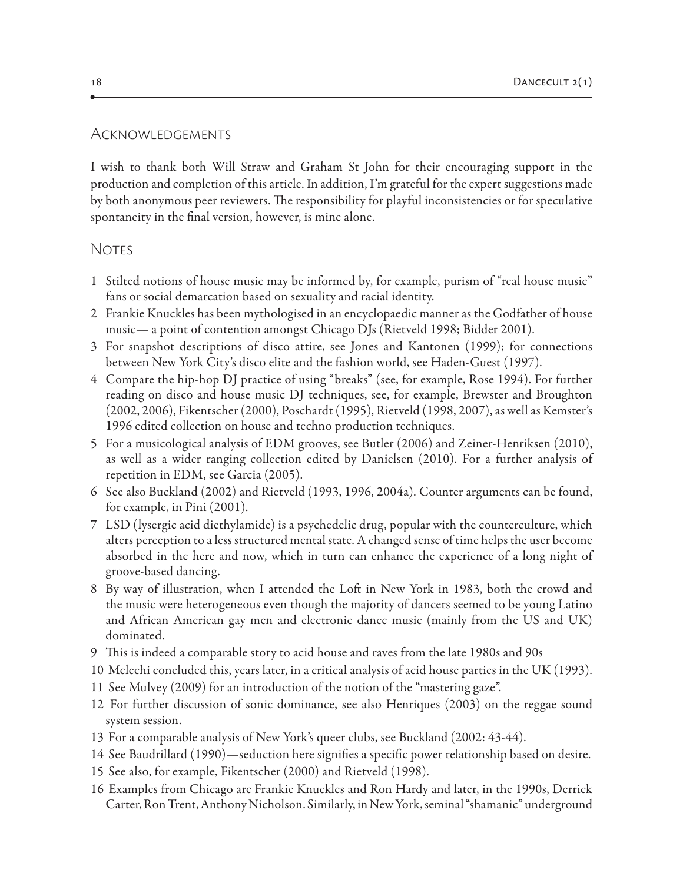## Acknowledgements

I wish to thank both Will Straw and Graham St John for their encouraging support in the production and completion of this article. In addition, I'm grateful for the expert suggestions made by both anonymous peer reviewers. The responsibility for playful inconsistencies or for speculative spontaneity in the final version, however, is mine alone.

## Notes

1 Stilted notions of house music may be informed by, for example, purism of "real house music" fans or social demarcation based on sexuality and racial identity.

2 Frankie Knuckles has been mythologised in an encyclopaedic manner as the Godfather of house music— a point of contention amongst Chicago DJs (Rietveld 1998; Bidder 2001).

3 For snapshot descriptions of disco attire, see Jones and Kantonen (1999); for connections between New York City's disco elite and the fashion world, see Haden-Guest (1997).

4 Compare the hip-hop DJ practice of using "breaks" (see, for example, Rose 1994). For further reading on disco and house music DJ techniques, see, for example, Brewster and Broughton (2002, 2006), Fikentscher (2000), Poschardt (1995), Rietveld (1998, 2007), as well as Kemster's 1996 edited collection on house and techno production techniques.

5 For a musicological analysis of EDM grooves, see Butler (2006) and Zeiner-Henriksen (2010), as well as a wider ranging collection edited by Danielsen (2010). For a further analysis of repetition in EDM, see Garcia (2005).

6 See also Buckland (2002) and Rietveld (1993, 1996, 2004a). Counter arguments can be found, for example, in Pini (2001).

7 LSD (lysergic acid diethylamide) is a psychedelic drug, popular with the counterculture, which alters perception to a less structured mental state. A changed sense of time helps the user become absorbed in the here and now, which in turn can enhance the experience of a long night of groove-based dancing.

8 By way of illustration, when I attended the Loft in New York in 1983, both the crowd and the music were heterogeneous even though the majority of dancers seemed to be young Latino and African American gay men and electronic dance music (mainly from the US and UK) dominated.

9 This is indeed a comparable story to acid house and raves from the late 1980s and 90s

10 Melechi concluded this, years later, in a critical analysis of acid house parties in the UK (1993).

11 See Mulvey (2009) for an introduction of the notion of the "mastering gaze".

12 For further discussion of sonic dominance, see also Henriques (2003) on the reggae sound system session.

13 For a comparable analysis of New York's queer clubs, see Buckland (2002: 43-44).

14 See Baudrillard (1990)—seduction here signifies a specific power relationship based on desire.

15 See also, for example, Fikentscher (2000) and Rietveld (1998).

16 Examples from Chicago are Frankie Knuckles and Ron Hardy and later, in the 1990s, Derrick Carter, Ron Trent, Anthony Nicholson. Similarly, in New York, seminal "shamanic" underground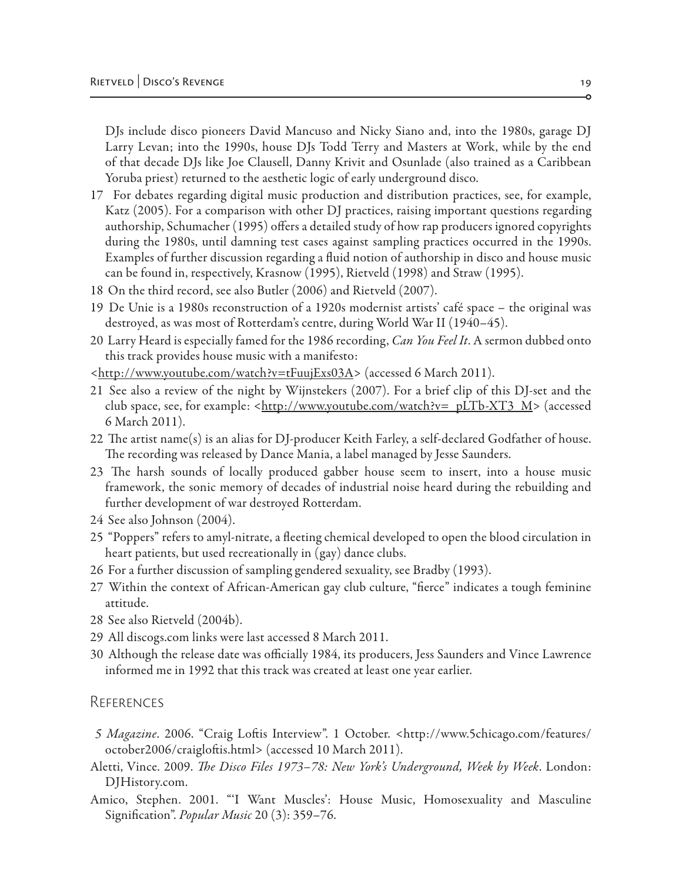DJs include disco pioneers David Mancuso and Nicky Siano and, into the 1980s, garage DJ Larry Levan; into the 1990s, house DJs Todd Terry and Masters at Work, while by the end of that decade DJs like Joe Clausell, Danny Krivit and Osunlade (also trained as a Caribbean Yoruba priest) returned to the aesthetic logic of early underground disco.

17 For debates regarding digital music production and distribution practices, see, for example, Katz (2005). For a comparison with other DJ practices, raising important questions regarding authorship, Schumacher (1995) offers a detailed study of how rap producers ignored copyrights during the 1980s, until damning test cases against sampling practices occurred in the 1990s. Examples of further discussion regarding a fluid notion of authorship in disco and house music can be found in, respectively, Krasnow (1995), Rietveld (1998) and Straw (1995).

18 On the third record, see also Butler (2006) and Rietveld (2007).

19 De Unie is a 1980s reconstruction of a 1920s modernist artists' café space – the original was destroyed, as was most of Rotterdam's centre, during World War II (1940–45).

20 Larry Heard is especially famed for the 1986 recording, *Can You Feel It*. A sermon dubbed onto this track provides house music with a manifesto: <http://www.youtube.com/watch?v=tFuujExs03A> (accessed 6 March 2011).

21 See also a review of the night by Wijnstekers (2007). For a brief clip of this DJ-set and the club space, see, for example: <http://www.youtube.com/watch?v=_pLTb-XT3_M> (accessed 6 March 2011).

22 The artist name(s) is an alias for DJ-producer Keith Farley, a self-declared Godfather of house. The recording was released by Dance Mania, a label managed by Jesse Saunders.

23 The harsh sounds of locally produced gabber house seem to insert, into a house music framework, the sonic memory of decades of industrial noise heard during the rebuilding and further development of war destroyed Rotterdam.

24 See also Johnson (2004).

25 "Poppers" refers to amyl-nitrate, a fleeting chemical developed to open the blood circulation in heart patients, but used recreationally in (gay) dance clubs.

26 For a further discussion of sampling gendered sexuality, see Bradby (1993).

27 Within the context of African-American gay club culture, "fierce" indicates a tough feminine attitude.

28 See also Rietveld (2004b).

29 All discogs.com links were last accessed 8 March 2011.

30 Although the release date was officially 1984, its producers, Jess Saunders and Vince Lawrence informed me in 1992 that this track was created at least one year earlier.

## References

*5 Magazine*. 2006. "Craig Loftis Interview". 1 October. <http://www.5chicago.com/features/october2006/craigloftis.html> (accessed 10 March 2011).

Aletti, Vince. 2009. *The Disco Files 1973–78: New York's Underground, Week by Week*. London: DJHistory.com.

Amico, Stephen. 2001. "'I Want Muscles': House Music, Homosexuality and Masculine Signification". *Popular Music* 20 (3): 359–76.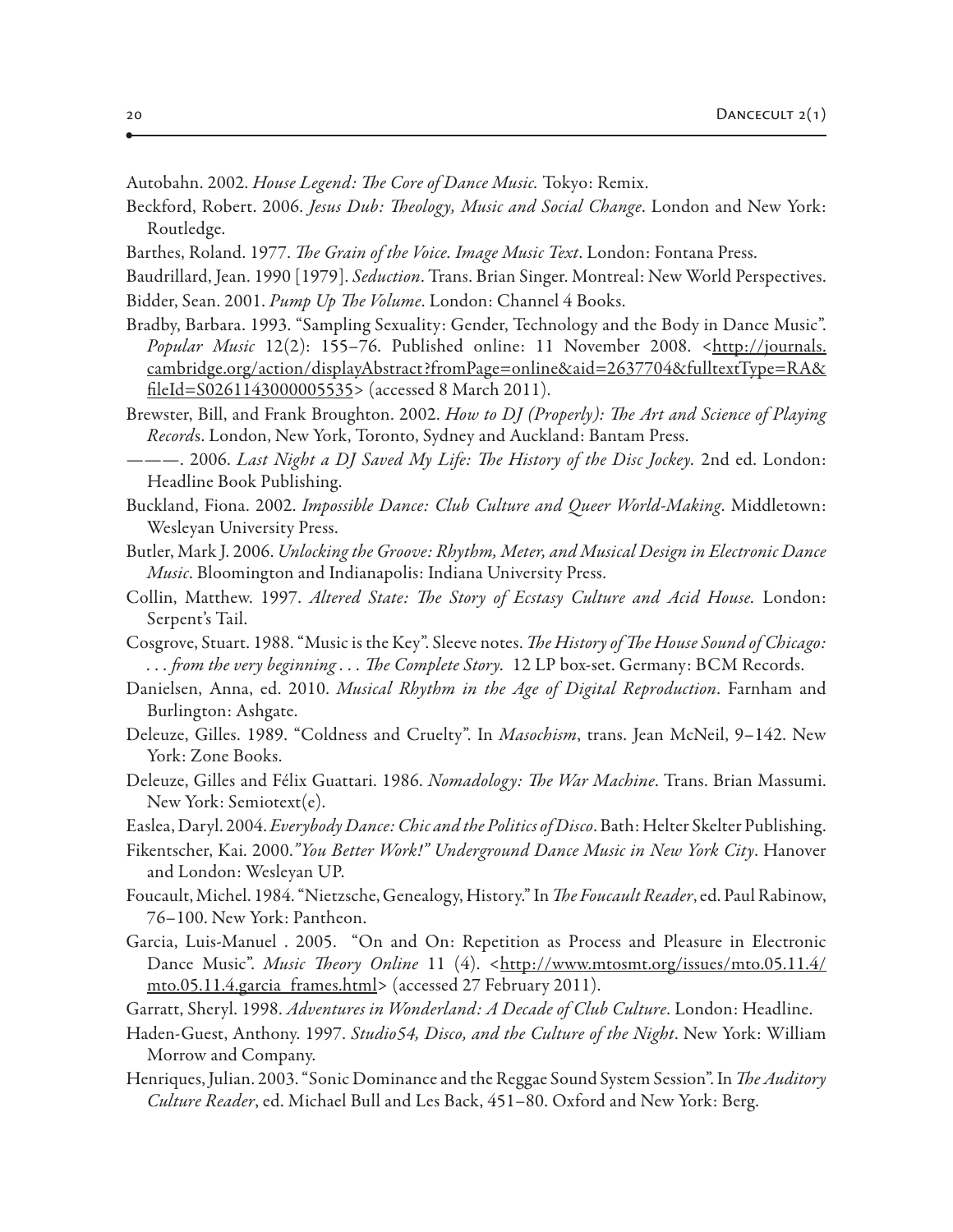Autobahn. 2002. *House Legend: The Core of Dance Music.* Tokyo: Remix.

Beckford, Robert. 2006. *Jesus Dub: Theology, Music and Social Change*. London and New York: Routledge.

Barthes, Roland. 1977. *The Grain of the Voice. Image Music Text*. London: Fontana Press.

Baudrillard, Jean. 1990 [1979]. *Seduction*. Trans. Brian Singer. Montreal: New World Perspectives.

Bidder, Sean. 2001. *Pump Up The Volume*. London: Channel 4 Books.

Bradby, Barbara. 1993. "Sampling Sexuality: Gender, Technology and the Body in Dance Music". *Popular Music* 12(2): 155–76. Published online: 11 November 2008. <http://journals.cambridge.org/action/displayAbstract?fromPage=online&aid=2637704&fulltextType=RA&fileId=S0261143000005535> (accessed 8 March 2011).

Brewster, Bill, and Frank Broughton. 2002. *How to DJ (Properly): The Art and Science of Playing Records*. London, New York, Toronto, Sydney and Auckland: Bantam Press.

———. 2006. *Last Night a DJ Saved My Life: The History of the Disc Jockey*. 2nd ed. London: Headline Book Publishing.

Buckland, Fiona. 2002. *Impossible Dance: Club Culture and Queer World-Making*. Middletown: Wesleyan University Press.

Butler, Mark J. 2006. *Unlocking the Groove: Rhythm, Meter, and Musical Design in Electronic Dance Music*. Bloomington and Indianapolis: Indiana University Press.

Collin, Matthew. 1997. *Altered State: The Story of Ecstasy Culture and Acid House*. London: Serpent's Tail.

Cosgrove, Stuart. 1988. "Music is the Key". Sleeve notes. *The History of The House Sound of Chicago: . . . from the very beginning . . . The Complete Story.* 12 LP box-set. Germany: BCM Records.

Danielsen, Anna, ed. 2010. *Musical Rhythm in the Age of Digital Reproduction*. Farnham and Burlington: Ashgate.

Deleuze, Gilles. 1989. "Coldness and Cruelty". In *Masochism*, trans. Jean McNeil, 9–142. New York: Zone Books.

Deleuze, Gilles and Félix Guattari. 1986. *Nomadology: The War Machine*. Trans. Brian Massumi. New York: Semiotext(e).

Easlea, Daryl. 2004. *Everybody Dance: Chic and the Politics of Disco*. Bath: Helter Skelter Publishing.

Fikentscher, Kai. 2000. *"You Better Work!" Underground Dance Music in New York City*. Hanover and London: Wesleyan UP.

Foucault, Michel. 1984. "Nietzsche, Genealogy, History." In *The Foucault Reader*, ed. Paul Rabinow, 76–100. New York: Pantheon.

Garcia, Luis-Manuel . 2005. "On and On: Repetition as Process and Pleasure in Electronic Dance Music". *Music Theory Online* 11 (4). <http://www.mtosmt.org/issues/mto.05.11.4/mto.05.11.4.garcia_frames.html> (accessed 27 February 2011).

Garratt, Sheryl. 1998. *Adventures in Wonderland: A Decade of Club Culture*. London: Headline.

Haden-Guest, Anthony. 1997. *Studio54, Disco, and the Culture of the Night*. New York: William Morrow and Company.

Henriques, Julian. 2003. "Sonic Dominance and the Reggae Sound System Session". In *The Auditory Culture Reader*, ed. Michael Bull and Les Back, 451–80. Oxford and New York: Berg.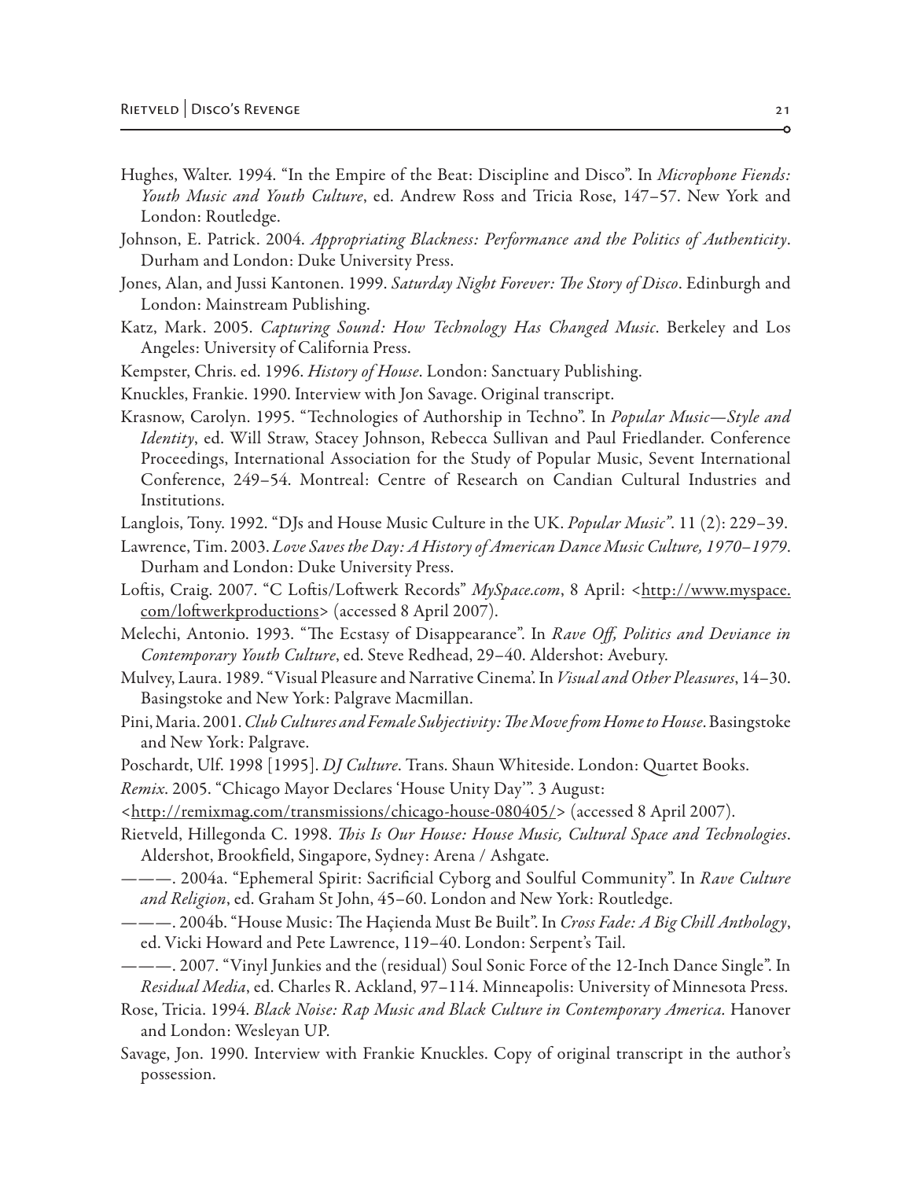Hughes, Walter. 1994. "In the Empire of the Beat: Discipline and Disco". In *Microphone Fiends: Youth Music and Youth Culture*, ed. Andrew Ross and Tricia Rose, 147–57. New York and London: Routledge.

Johnson, E. Patrick. 2004. *Appropriating Blackness: Performance and the Politics of Authenticity*. Durham and London: Duke University Press.

Jones, Alan, and Jussi Kantonen. 1999. *Saturday Night Forever: The Story of Disco*. Edinburgh and London: Mainstream Publishing.

Katz, Mark. 2005. *Capturing Sound: How Technology Has Changed Music*. Berkeley and Los Angeles: University of California Press.

Kempster, Chris. ed. 1996. *History of House*. London: Sanctuary Publishing.

Knuckles, Frankie. 1990. Interview with Jon Savage. Original transcript.

Krasnow, Carolyn. 1995. "Technologies of Authorship in Techno". In *Popular Music—Style and Identity*, ed. Will Straw, Stacey Johnson, Rebecca Sullivan and Paul Friedlander. Conference Proceedings, International Association for the Study of Popular Music, Sevent International Conference, 249–54. Montreal: Centre of Research on Candian Cultural Industries and Institutions.

Langlois, Tony. 1992. "DJs and House Music Culture in the UK. *Popular Music*". 11 (2): 229–39.

Lawrence, Tim. 2003. *Love Saves the Day: A History of American Dance Music Culture, 1970–1979*. Durham and London: Duke University Press.

Loftis, Craig. 2007. "C Loftis/Loftwerk Records" *MySpace.com*, 8 April: <http://www.myspace.com/loftwerkproductions> (accessed 8 April 2007).

Melechi, Antonio. 1993. "The Ecstasy of Disappearance". In *Rave Off, Politics and Deviance in Contemporary Youth Culture*, ed. Steve Redhead, 29–40. Aldershot: Avebury.

Mulvey, Laura. 1989. "Visual Pleasure and Narrative Cinema'. In *Visual and Other Pleasures*, 14–30. Basingstoke and New York: Palgrave Macmillan.

Pini, Maria. 2001. *Club Cultures and Female Subjectivity: The Move from Home to House*. Basingstoke and New York: Palgrave.

Poschardt, Ulf. 1998 [1995]. *DJ Culture*. Trans. Shaun Whiteside. London: Quartet Books.

*Remix*. 2005. "Chicago Mayor Declares 'House Unity Day'". 3 August:
<http://remixmag.com/transmissions/chicago-house-080405/> (accessed 8 April 2007).

Rietveld, Hillegonda C. 1998. *This Is Our House: House Music, Cultural Space and Technologies*. Aldershot, Brookfield, Singapore, Sydney: Arena / Ashgate.

———. 2004a. "Ephemeral Spirit: Sacrificial Cyborg and Soulful Community". In *Rave Culture and Religion*, ed. Graham St John, 45–60. London and New York: Routledge.

———. 2004b. "House Music: The Haçienda Must Be Built". In *Cross Fade: A Big Chill Anthology*, ed. Vicki Howard and Pete Lawrence, 119–40. London: Serpent's Tail.

———. 2007. "Vinyl Junkies and the (residual) Soul Sonic Force of the 12-Inch Dance Single". In *Residual Media*, ed. Charles R. Ackland, 97–114. Minneapolis: University of Minnesota Press.

Rose, Tricia. 1994. *Black Noise: Rap Music and Black Culture in Contemporary America.* Hanover and London: Wesleyan UP.

Savage, Jon. 1990. Interview with Frankie Knuckles. Copy of original transcript in the author's possession.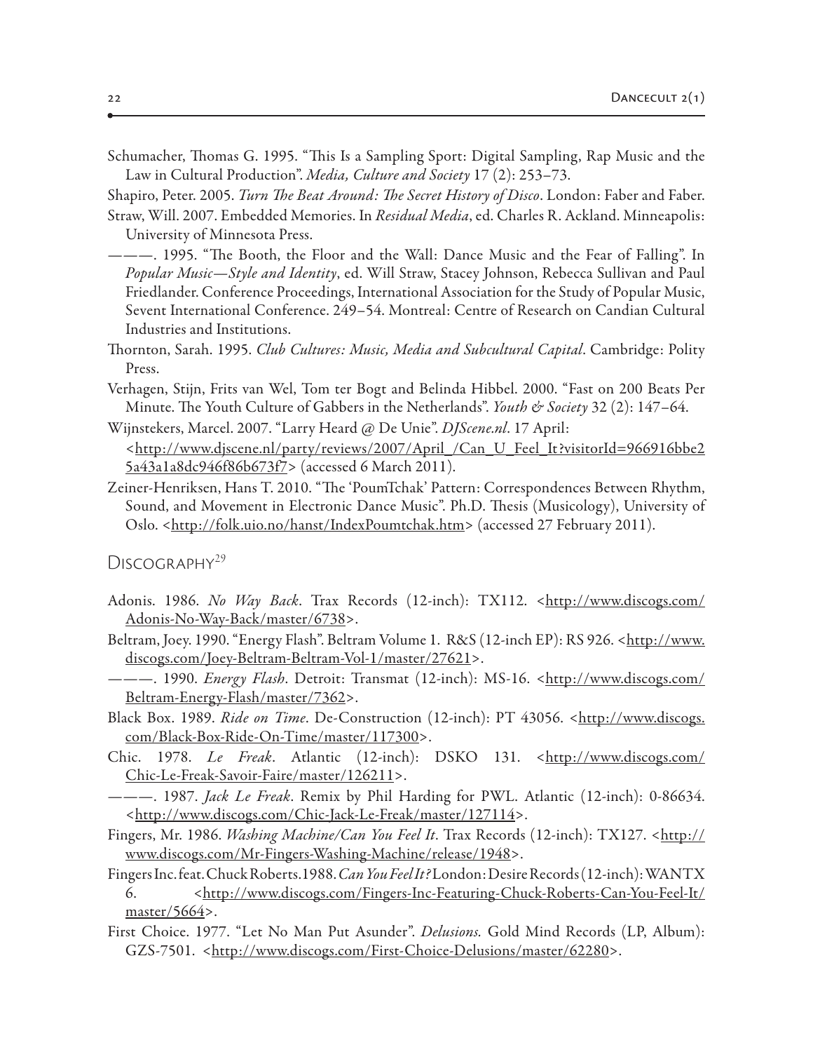Schumacher, Thomas G. 1995. "This Is a Sampling Sport: Digital Sampling, Rap Music and the Law in Cultural Production". *Media, Culture and Society* 17 (2): 253–73.

Shapiro, Peter. 2005. *Turn The Beat Around: The Secret History of Disco*. London: Faber and Faber.

Straw, Will. 2007. Embedded Memories. In *Residual Media*, ed. Charles R. Ackland. Minneapolis: University of Minnesota Press.

———. 1995. "The Booth, the Floor and the Wall: Dance Music and the Fear of Falling". In *Popular Music—Style and Identity*, ed. Will Straw, Stacey Johnson, Rebecca Sullivan and Paul Friedlander. Conference Proceedings, International Association for the Study of Popular Music, Sevent International Conference. 249–54. Montreal: Centre of Research on Candian Cultural Industries and Institutions.

Thornton, Sarah. 1995. *Club Cultures: Music, Media and Subcultural Capital*. Cambridge: Polity Press.

Verhagen, Stijn, Frits van Wel, Tom ter Bogt and Belinda Hibbel. 2000. "Fast on 200 Beats Per Minute. The Youth Culture of Gabbers in the Netherlands". *Youth & Society* 32 (2): 147–64.

Wijnstekers, Marcel. 2007. "Larry Heard @ De Unie". *DJScene.nl*. 17 April: <http://www.djscene.nl/party/reviews/2007/April_/Can_U_Feel_It?visitorId=966916bbe25a43a1a8dc946f86b673f7> (accessed 6 March 2011).

Zeiner-Henriksen, Hans T. 2010. "The 'PoumTchak' Pattern: Correspondences Between Rhythm, Sound, and Movement in Electronic Dance Music". Ph.D. Thesis (Musicology), University of Oslo. <http://folk.uio.no/hanst/IndexPoumtchak.htm> (accessed 27 February 2011).

## Discography[29]

Adonis. 1986. *No Way Back*. Trax Records (12-inch): TX112. <http://www.discogs.com/Adonis-No-Way-Back/master/6738>.

Beltram, Joey. 1990. "Energy Flash". Beltram Volume 1. R&S (12-inch EP): RS 926. <http://www.discogs.com/Joey-Beltram-Beltram-Vol-1/master/27621>.

———. 1990. *Energy Flash*. Detroit: Transmat (12-inch): MS-16. <http://www.discogs.com/Beltram-Energy-Flash/master/7362>.

Black Box. 1989. *Ride on Time*. De-Construction (12-inch): PT 43056. <http://www.discogs.com/Black-Box-Ride-On-Time/master/117300>.

Chic. 1978. *Le Freak*. Atlantic (12-inch): DSKO 131. <http://www.discogs.com/Chic-Le-Freak-Savoir-Faire/master/126211>.

———. 1987. *Jack Le Freak*. Remix by Phil Harding for PWL. Atlantic (12-inch): 0-86634. <http://www.discogs.com/Chic-Jack-Le-Freak/master/127114>.

Fingers, Mr. 1986. *Washing Machine/Can You Feel It*. Trax Records (12-inch): TX127. <http://www.discogs.com/Mr-Fingers-Washing-Machine/release/1948>.

Fingers Inc. feat. Chuck Roberts. 1988. *Can You Feel It?* London: Desire Records (12-inch): WANTX 6. <http://www.discogs.com/Fingers-Inc-Featuring-Chuck-Roberts-Can-You-Feel-It/master/5664>.

First Choice. 1977. "Let No Man Put Asunder". *Delusions.* Gold Mind Records (LP, Album): GZS-7501. <http://www.discogs.com/First-Choice-Delusions/master/62280>.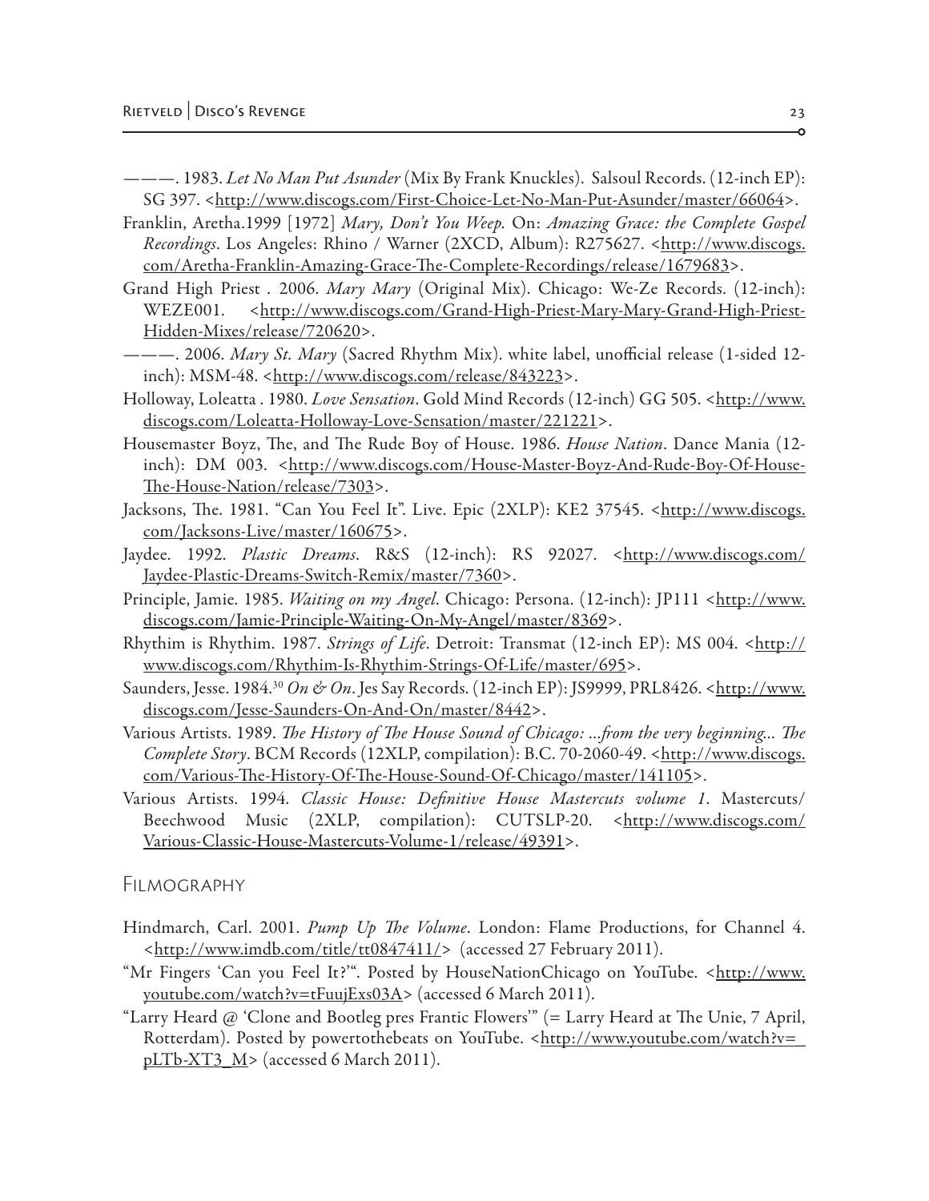———. 1983. *Let No Man Put Asunder* (Mix By Frank Knuckles). Salsoul Records. (12-inch EP): SG 397. <http://www.discogs.com/First-Choice-Let-No-Man-Put-Asunder/master/66064>.

Franklin, Aretha.1999 [1972] *Mary, Don't You Weep*. On: *Amazing Grace: the Complete Gospel Recordings*. Los Angeles: Rhino / Warner (2XCD, Album): R275627. <http://www.discogs.com/Aretha-Franklin-Amazing-Grace-The-Complete-Recordings/release/1679683>.

Grand High Priest . 2006. *Mary Mary* (Original Mix). Chicago: We-Ze Records. (12-inch): WEZE001. <http://www.discogs.com/Grand-High-Priest-Mary-Mary-Grand-High-Priest-Hidden-Mixes/release/720620>.

———. 2006. *Mary St. Mary* (Sacred Rhythm Mix). white label, unofficial release (1-sided 12-inch): MSM-48. <http://www.discogs.com/release/843223>.

Holloway, Loleatta . 1980. *Love Sensation*. Gold Mind Records (12-inch) GG 505. <http://www.discogs.com/Loleatta-Holloway-Love-Sensation/master/221221>.

Housemaster Boyz, The, and The Rude Boy of House. 1986. *House Nation*. Dance Mania (12-inch): DM 003. <http://www.discogs.com/House-Master-Boyz-And-Rude-Boy-Of-House-The-House-Nation/release/7303>.

Jacksons, The. 1981. "Can You Feel It". Live. Epic (2XLP): KE2 37545. <http://www.discogs.com/Jacksons-Live/master/160675>.

Jaydee. 1992. *Plastic Dreams*. R&S (12-inch): RS 92027. <http://www.discogs.com/Jaydee-Plastic-Dreams-Switch-Remix/master/7360>.

Principle, Jamie. 1985. *Waiting on my Angel*. Chicago: Persona. (12-inch): JP111 <http://www.discogs.com/Jamie-Principle-Waiting-On-My-Angel/master/8369>.

Rhythim is Rhythim. 1987. *Strings of Life*. Detroit: Transmat (12-inch EP): MS 004. <http://www.discogs.com/Rhythim-Is-Rhythim-Strings-Of-Life/master/695>.

Saunders, Jesse. 1984.[30] *On & On*. Jes Say Records. (12-inch EP): JS9999, PRL8426. <http://www.discogs.com/Jesse-Saunders-On-And-On/master/8442>.

Various Artists. 1989. *The History of The House Sound of Chicago: ...from the very beginning... The Complete Story*. BCM Records (12XLP, compilation): B.C. 70-2060-49. <http://www.discogs.com/Various-The-History-Of-The-House-Sound-Of-Chicago/master/141105>.

Various Artists. 1994. *Classic House: Definitive House Mastercuts volume 1*. Mastercuts/Beechwood Music (2XLP, compilation): CUTSLP-20. <http://www.discogs.com/Various-Classic-House-Mastercuts-Volume-1/release/49391>.

## Filmography

Hindmarch, Carl. 2001. *Pump Up The Volume*. London: Flame Productions, for Channel 4. <http://www.imdb.com/title/tt0847411/> (accessed 27 February 2011).

"Mr Fingers 'Can you Feel It?'". Posted by HouseNationChicago on YouTube. <http://www.youtube.com/watch?v=tFuujExs03A> (accessed 6 March 2011).

"Larry Heard @ 'Clone and Bootleg pres Frantic Flowers'" (= Larry Heard at The Unie, 7 April, Rotterdam). Posted by powertothebeats on YouTube. <http://www.youtube.com/watch?v=_pLTb-XT3_M> (accessed 6 March 2011).